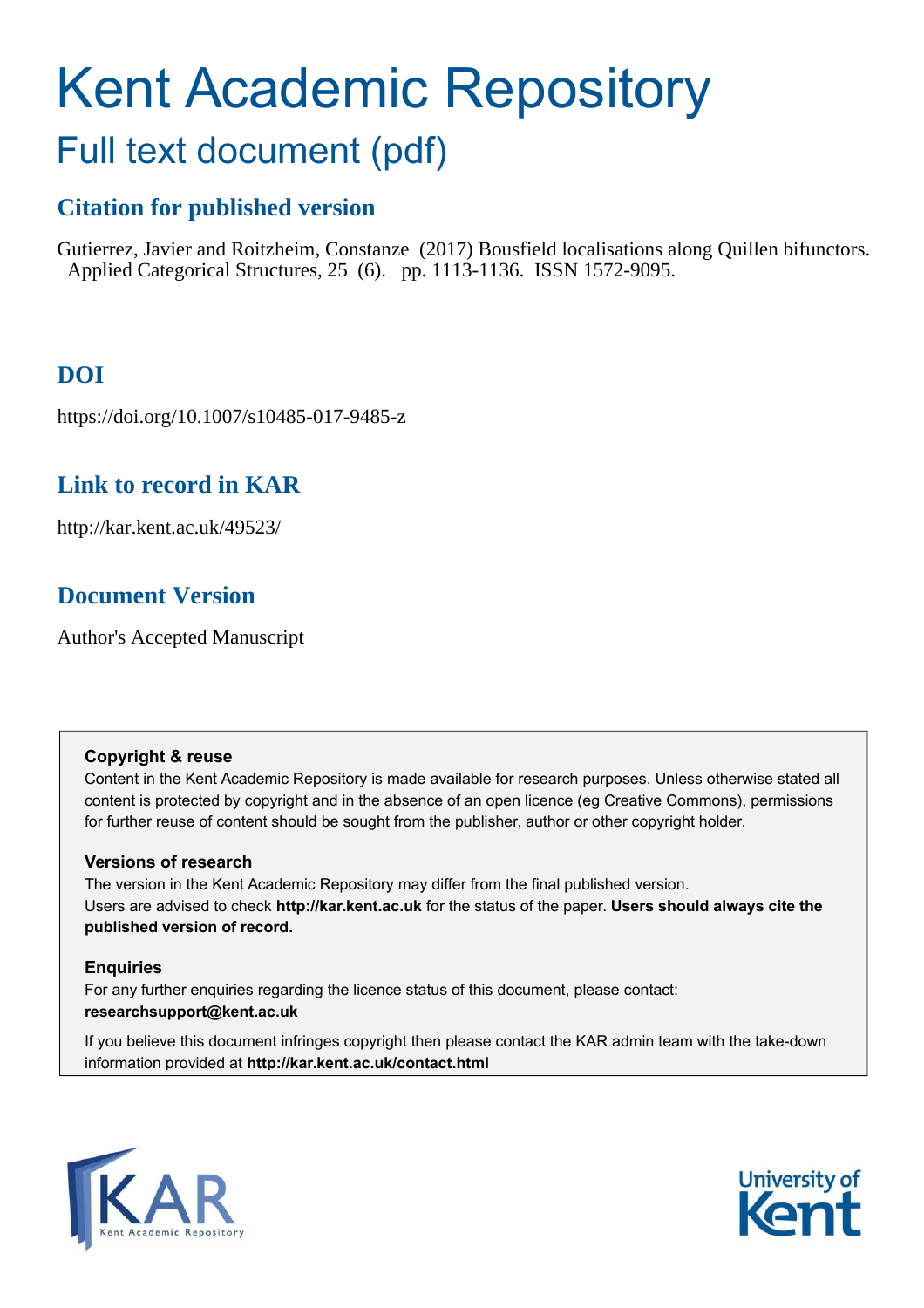# Kent Academic Repository

## Full text document (pdf)

### Citation for published version

Gutierrez, Javier and Roitzheim, Constanze (2017) Bousfield localisations along Quillen bifunctors. Applied Categorical Structures, 25 (6). pp. 1113-1136. ISSN 1572-9095.

### DOI

https://doi.org/10.1007/s10485-017-9485-z

### Link to record in KAR

http://kar.kent.ac.uk/49523/

### Document Version

Author's Accepted Manuscript

**Copyright & reuse**

Content in the Kent Academic Repository is made available for research purposes. Unless otherwise stated all content is protected by copyright and in the absence of an open licence (eg Creative Commons), permissions for further reuse of content should be sought from the publisher, author or other copyright holder.

**Versions of research**

The version in the Kent Academic Repository may differ from the final published version. Users are advised to check **http://kar.kent.ac.uk** for the status of the paper. **Users should always cite the published version of record.**

**Enquiries**

For any further enquiries regarding the licence status of this document, please contact: **researchsupport@kent.ac.uk**

If you believe this document infringes copyright then please contact the KAR admin team with the take-down information provided at **http://kar.kent.ac.uk/contact.html**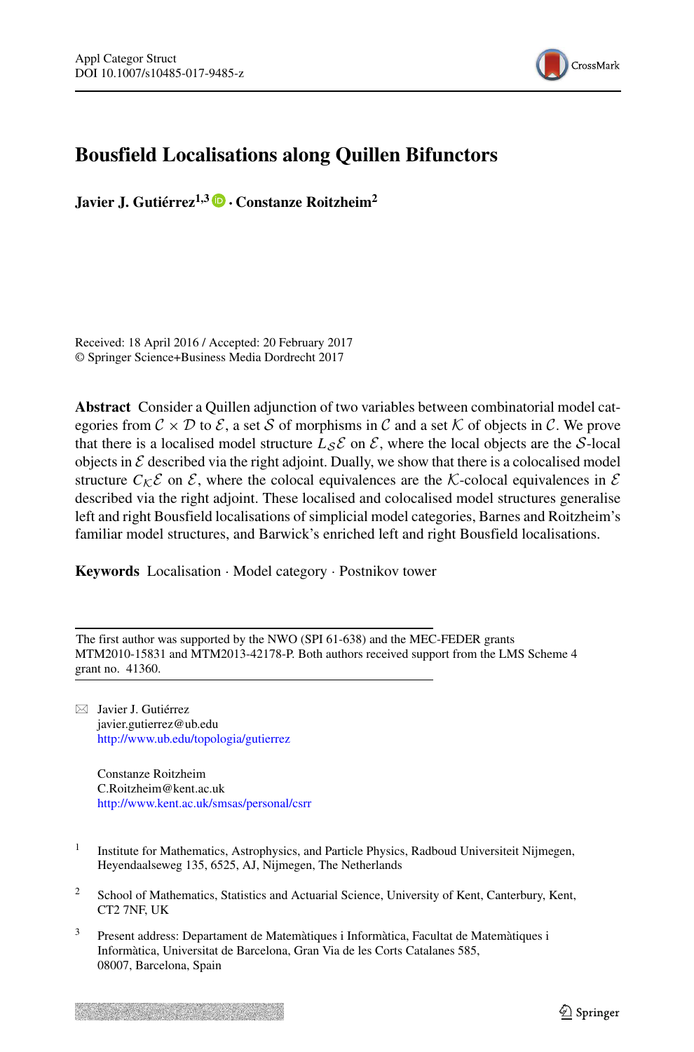# Bousfield Localisations along Quillen Bifunctors

**Javier J. Gutiérrez**[1,3] **· Constanze Roitzheim**[2]

Received: 18 April 2016 / Accepted: 20 February 2017
© Springer Science+Business Media Dordrecht 2017

**Abstract** Consider a Quillen adjunction of two variables between combinatorial model categories from $\mathcal{C} \times \mathcal{D}$ to $\mathcal{E}$, a set $\mathcal{S}$ of morphisms in $\mathcal{C}$ and a set $\mathcal{K}$ of objects in $\mathcal{C}$. We prove that there is a localised model structure $L_{\mathcal{S}}\mathcal{E}$ on $\mathcal{E}$, where the local objects are the $\mathcal{S}$-local objects in $\mathcal{E}$ described via the right adjoint. Dually, we show that there is a colocalised model structure $C_{\mathcal{K}}\mathcal{E}$ on $\mathcal{E}$, where the colocal equivalences are the $\mathcal{K}$-colocal equivalences in $\mathcal{E}$ described via the right adjoint. These localised and colocalised model structures generalise left and right Bousfield localisations of simplicial model categories, Barnes and Roitzheim's familiar model structures, and Barwick's enriched left and right Bousfield localisations.

**Keywords** Localisation · Model category · Postnikov tower

The first author was supported by the NWO (SPI 61-638) and the MEC-FEDER grants MTM2010-15831 and MTM2013-42178-P. Both authors received support from the LMS Scheme 4 grant no. 41360.

✉ Javier J. Gutiérrez
javier.gutierrez@ub.edu
http://www.ub.edu/topologia/gutierrez

Constanze Roitzheim
C.Roitzheim@kent.ac.uk
http://www.kent.ac.uk/smsas/personal/csrr

[1] Institute for Mathematics, Astrophysics, and Particle Physics, Radboud Universiteit Nijmegen, Heyendaalseweg 135, 6525, AJ, Nijmegen, The Netherlands

[2] School of Mathematics, Statistics and Actuarial Science, University of Kent, Canterbury, Kent, CT2 7NF, UK

[3] Present address: Departament de Matemàtiques i Informàtica, Facultat de Matemàtiques i Informàtica, Universitat de Barcelona, Gran Via de les Corts Catalanes 585, 08007, Barcelona, Spain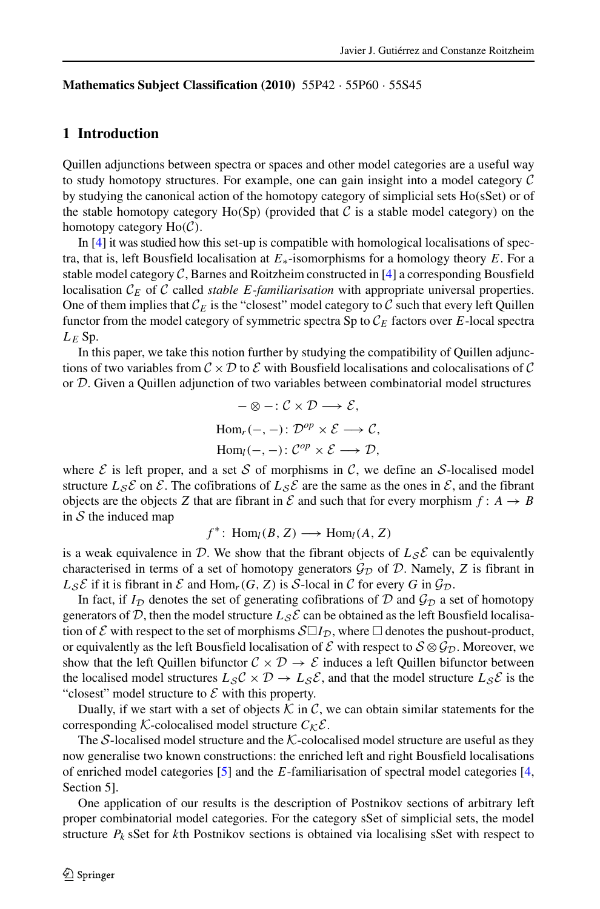**Mathematics Subject Classification (2010)** 55P42 · 55P60 · 55S45

## 1 Introduction

Quillen adjunctions between spectra or spaces and other model categories are a useful way to study homotopy structures. For example, one can gain insight into a model category $\mathcal{C}$ by studying the canonical action of the homotopy category of simplicial sets Ho(sSet) or of the stable homotopy category Ho(Sp) (provided that $\mathcal{C}$ is a stable model category) on the homotopy category Ho($\mathcal{C}$).

In [4] it was studied how this set-up is compatible with homological localisations of spectra, that is, left Bousfield localisation at $E_*$-isomorphisms for a homology theory $E$. For a stable model category $\mathcal{C}$, Barnes and Roitzheim constructed in [4] a corresponding Bousfield localisation $\mathcal{C}_E$ of $\mathcal{C}$ called *stable E-familiarisation* with appropriate universal properties. One of them implies that $\mathcal{C}_E$ is the "closest" model category to $\mathcal{C}$ such that every left Quillen functor from the model category of symmetric spectra Sp to $\mathcal{C}_E$ factors over $E$-local spectra $L_E$ Sp.

In this paper, we take this notion further by studying the compatibility of Quillen adjunctions of two variables from $\mathcal{C} \times \mathcal{D}$ to $\mathcal{E}$ with Bousfield localisations and colocalisations of $\mathcal{C}$ or $\mathcal{D}$. Given a Quillen adjunction of two variables between combinatorial model structures

$$- \otimes -\colon \mathcal{C} \times \mathcal{D} \longrightarrow \mathcal{E},$$

$$\mathrm{Hom}_r(-,-)\colon \mathcal{D}^{op} \times \mathcal{E} \longrightarrow \mathcal{C},$$

$$\mathrm{Hom}_l(-,-)\colon \mathcal{C}^{op} \times \mathcal{E} \longrightarrow \mathcal{D},$$

where $\mathcal{E}$ is left proper, and a set $\mathcal{S}$ of morphisms in $\mathcal{C}$, we define an $\mathcal{S}$-localised model structure $L_{\mathcal{S}}\mathcal{E}$ on $\mathcal{E}$. The cofibrations of $L_{\mathcal{S}}\mathcal{E}$ are the same as the ones in $\mathcal{E}$, and the fibrant objects are the objects $Z$ that are fibrant in $\mathcal{E}$ and such that for every morphism $f\colon A \to B$ in $\mathcal{S}$ the induced map

$$f^*\colon \mathrm{Hom}_l(B, Z) \longrightarrow \mathrm{Hom}_l(A, Z)$$

is a weak equivalence in $\mathcal{D}$. We show that the fibrant objects of $L_{\mathcal{S}}\mathcal{E}$ can be equivalently characterised in terms of a set of homotopy generators $\mathcal{G}_{\mathcal{D}}$ of $\mathcal{D}$. Namely, $Z$ is fibrant in $L_{\mathcal{S}}\mathcal{E}$ if it is fibrant in $\mathcal{E}$ and $\mathrm{Hom}_r(G, Z)$ is $\mathcal{S}$-local in $\mathcal{C}$ for every $G$ in $\mathcal{G}_{\mathcal{D}}$.

In fact, if $I_{\mathcal{D}}$ denotes the set of generating cofibrations of $\mathcal{D}$ and $\mathcal{G}_{\mathcal{D}}$ a set of homotopy generators of $\mathcal{D}$, then the model structure $L_{\mathcal{S}}\mathcal{E}$ can be obtained as the left Bousfield localisation of $\mathcal{E}$ with respect to the set of morphisms $\mathcal{S}\Box I_{\mathcal{D}}$, where $\Box$ denotes the pushout-product, or equivalently as the left Bousfield localisation of $\mathcal{E}$ with respect to $\mathcal{S} \otimes \mathcal{G}_{\mathcal{D}}$. Moreover, we show that the left Quillen bifunctor $\mathcal{C} \times \mathcal{D} \to \mathcal{E}$ induces a left Quillen bifunctor between the localised model structures $L_{\mathcal{S}}\mathcal{C} \times \mathcal{D} \to L_{\mathcal{S}}\mathcal{E}$, and that the model structure $L_{\mathcal{S}}\mathcal{E}$ is the "closest" model structure to $\mathcal{E}$ with this property.

Dually, if we start with a set of objects $\mathcal{K}$ in $\mathcal{C}$, we can obtain similar statements for the corresponding $\mathcal{K}$-colocalised model structure $C_{\mathcal{K}}\mathcal{E}$.

The $\mathcal{S}$-localised model structure and the $\mathcal{K}$-colocalised model structure are useful as they now generalise two known constructions: the enriched left and right Bousfield localisations of enriched model categories [5] and the $E$-familiarisation of spectral model categories [4, Section 5].

One application of our results is the description of Postnikov sections of arbitrary left proper combinatorial model categories. For the category sSet of simplicial sets, the model structure $P_k$ sSet for $k$th Postnikov sections is obtained via localising sSet with respect to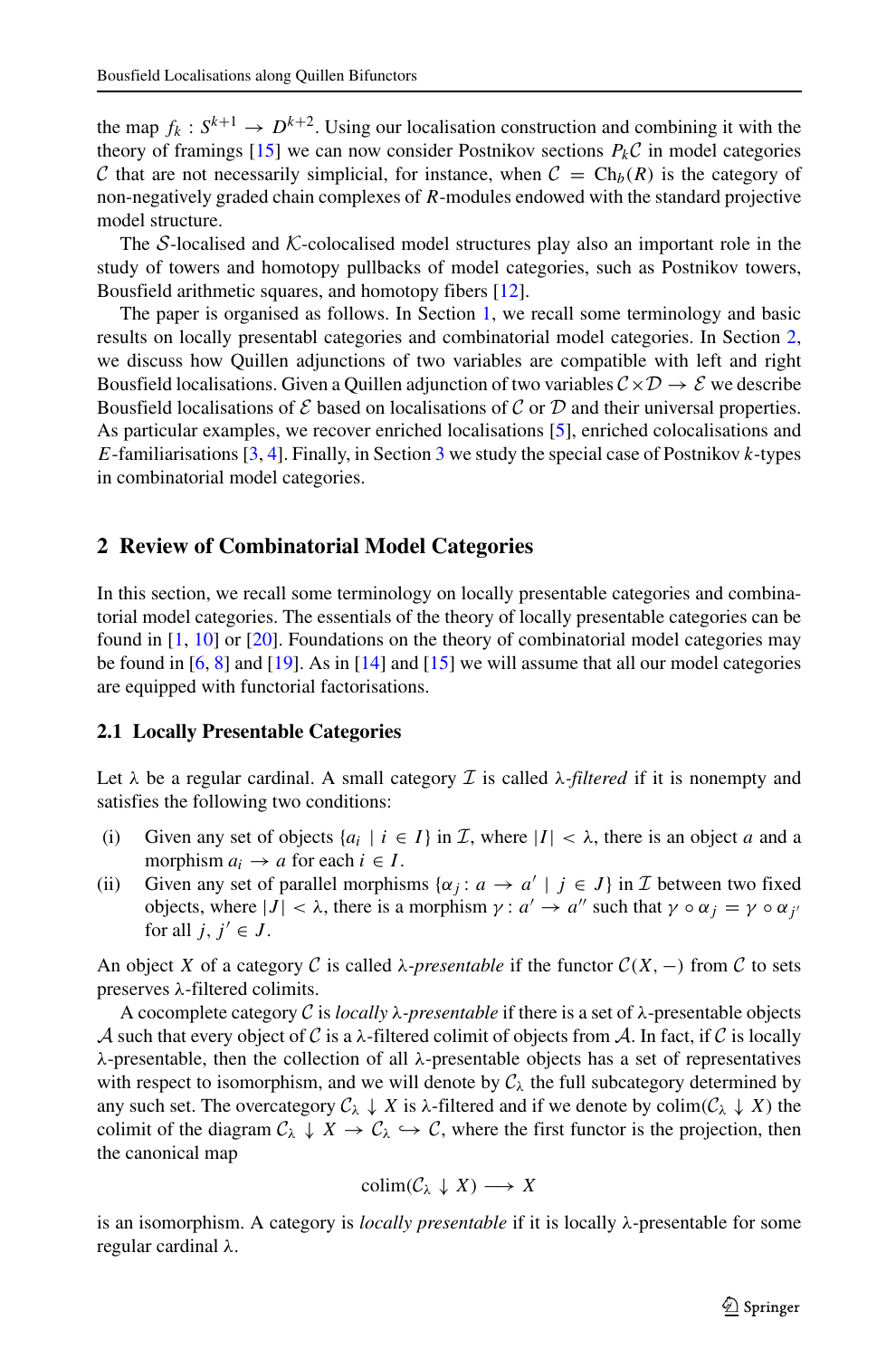the map $f_k : S^{k+1} \to D^{k+2}$. Using our localisation construction and combining it with the theory of framings [15] we can now consider Postnikov sections $P_k\mathcal{C}$ in model categories $\mathcal{C}$ that are not necessarily simplicial, for instance, when $\mathcal{C} = \mathrm{Ch}_b(R)$ is the category of non-negatively graded chain complexes of $R$-modules endowed with the standard projective model structure.

The $\mathcal{S}$-localised and $\mathcal{K}$-colocalised model structures play also an important role in the study of towers and homotopy pullbacks of model categories, such as Postnikov towers, Bousfield arithmetic squares, and homotopy fibers [12].

The paper is organised as follows. In Section 1, we recall some terminology and basic results on locally presentabl categories and combinatorial model categories. In Section 2, we discuss how Quillen adjunctions of two variables are compatible with left and right Bousfield localisations. Given a Quillen adjunction of two variables $\mathcal{C} \times \mathcal{D} \to \mathcal{E}$ we describe Bousfield localisations of $\mathcal{E}$ based on localisations of $\mathcal{C}$ or $\mathcal{D}$ and their universal properties. As particular examples, we recover enriched localisations [5], enriched colocalisations and $E$-familiarisations [3, 4]. Finally, in Section 3 we study the special case of Postnikov $k$-types in combinatorial model categories.

## 2 Review of Combinatorial Model Categories

In this section, we recall some terminology on locally presentable categories and combinatorial model categories. The essentials of the theory of locally presentable categories can be found in [1, 10] or [20]. Foundations on the theory of combinatorial model categories may be found in [6, 8] and [19]. As in [14] and [15] we will assume that all our model categories are equipped with functorial factorisations.

### 2.1 Locally Presentable Categories

Let $\lambda$ be a regular cardinal. A small category $\mathcal{I}$ is called $\lambda$-*filtered* if it is nonempty and satisfies the following two conditions:

(i) Given any set of objects $\{a_i \mid i \in I\}$ in $\mathcal{I}$, where $|I| < \lambda$, there is an object $a$ and a morphism $a_i \to a$ for each $i \in I$.

(ii) Given any set of parallel morphisms $\{\alpha_j : a \to a' \mid j \in J\}$ in $\mathcal{I}$ between two fixed objects, where $|J| < \lambda$, there is a morphism $\gamma : a' \to a''$ such that $\gamma \circ \alpha_j = \gamma \circ \alpha_{j'}$ for all $j, j' \in J$.

An object $X$ of a category $\mathcal{C}$ is called $\lambda$-*presentable* if the functor $\mathcal{C}(X, -)$ from $\mathcal{C}$ to sets preserves $\lambda$-filtered colimits.

A cocomplete category $\mathcal{C}$ is *locally* $\lambda$-*presentable* if there is a set of $\lambda$-presentable objects $\mathcal{A}$ such that every object of $\mathcal{C}$ is a $\lambda$-filtered colimit of objects from $\mathcal{A}$. In fact, if $\mathcal{C}$ is locally $\lambda$-presentable, then the collection of all $\lambda$-presentable objects has a set of representatives with respect to isomorphism, and we will denote by $\mathcal{C}_\lambda$ the full subcategory determined by any such set. The overcategory $\mathcal{C}_\lambda \downarrow X$ is $\lambda$-filtered and if we denote by $\mathrm{colim}(\mathcal{C}_\lambda \downarrow X)$ the colimit of the diagram $\mathcal{C}_\lambda \downarrow X \to \mathcal{C}_\lambda \hookrightarrow \mathcal{C}$, where the first functor is the projection, then the canonical map

$$\mathrm{colim}(\mathcal{C}_\lambda \downarrow X) \longrightarrow X$$

is an isomorphism. A category is *locally presentable* if it is locally $\lambda$-presentable for some regular cardinal $\lambda$.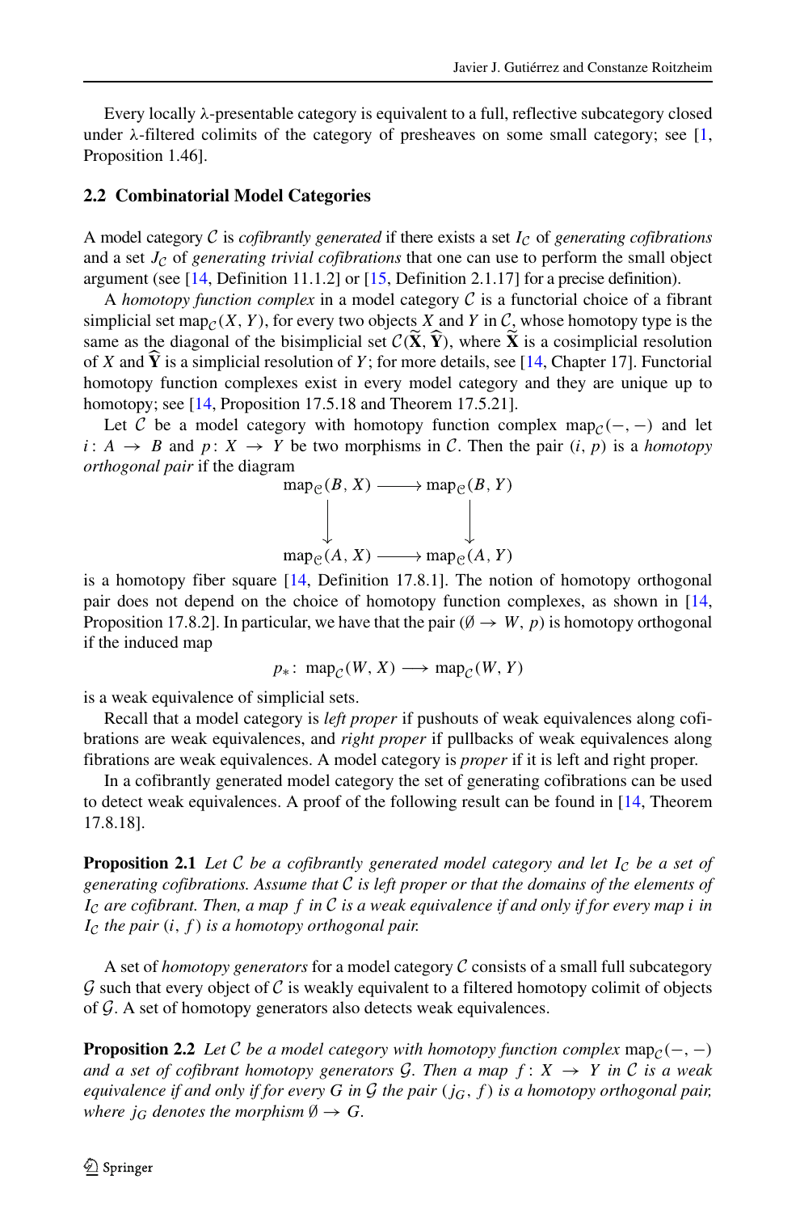Every locally λ-presentable category is equivalent to a full, reflective subcategory closed under λ-filtered colimits of the category of presheaves on some small category; see [1, Proposition 1.46].

## 2.2 Combinatorial Model Categories

A model category $\mathcal{C}$ is *cofibrantly generated* if there exists a set $I_{\mathcal{C}}$ of *generating cofibrations* and a set $J_{\mathcal{C}}$ of *generating trivial cofibrations* that one can use to perform the small object argument (see [14, Definition 11.1.2] or [15, Definition 2.1.17] for a precise definition).

A *homotopy function complex* in a model category $\mathcal{C}$ is a functorial choice of a fibrant simplicial set $\mathrm{map}_{\mathcal{C}}(X, Y)$, for every two objects $X$ and $Y$ in $\mathcal{C}$, whose homotopy type is the same as the diagonal of the bisimplicial set $\mathcal{C}(\widetilde{\mathbf{X}}, \widehat{\mathbf{Y}})$, where $\widetilde{\mathbf{X}}$ is a cosimplicial resolution of $X$ and $\widehat{\mathbf{Y}}$ is a simplicial resolution of $Y$; for more details, see [14, Chapter 17]. Functorial homotopy function complexes exist in every model category and they are unique up to homotopy; see [14, Proposition 17.5.18 and Theorem 17.5.21].

Let $\mathcal{C}$ be a model category with homotopy function complex $\mathrm{map}_{\mathcal{C}}(-,-)$ and let $i\colon A \to B$ and $p\colon X \to Y$ be two morphisms in $\mathcal{C}$. Then the pair $(i, p)$ is a *homotopy orthogonal pair* if the diagram

$$\begin{array}{ccc}
\mathrm{map}_{\mathcal{C}}(B, X) & \longrightarrow & \mathrm{map}_{\mathcal{C}}(B, Y) \\
\downarrow & & \downarrow \\
\mathrm{map}_{\mathcal{C}}(A, X) & \longrightarrow & \mathrm{map}_{\mathcal{C}}(A, Y)
\end{array}$$

is a homotopy fiber square [14, Definition 17.8.1]. The notion of homotopy orthogonal pair does not depend on the choice of homotopy function complexes, as shown in [14, Proposition 17.8.2]. In particular, we have that the pair $(\emptyset \to W, p)$ is homotopy orthogonal if the induced map

$$p_*\colon \mathrm{map}_{\mathcal{C}}(W, X) \longrightarrow \mathrm{map}_{\mathcal{C}}(W, Y)$$

is a weak equivalence of simplicial sets.

Recall that a model category is *left proper* if pushouts of weak equivalences along cofibrations are weak equivalences, and *right proper* if pullbacks of weak equivalences along fibrations are weak equivalences. A model category is *proper* if it is left and right proper.

In a cofibrantly generated model category the set of generating cofibrations can be used to detect weak equivalences. A proof of the following result can be found in [14, Theorem 17.8.18].

**Proposition 2.1** *Let $\mathcal{C}$ be a cofibrantly generated model category and let $I_{\mathcal{C}}$ be a set of generating cofibrations. Assume that $\mathcal{C}$ is left proper or that the domains of the elements of $I_{\mathcal{C}}$ are cofibrant. Then, a map $f$ in $\mathcal{C}$ is a weak equivalence if and only if for every map $i$ in $I_{\mathcal{C}}$ the pair $(i, f)$ is a homotopy orthogonal pair.*

A set of *homotopy generators* for a model category $\mathcal{C}$ consists of a small full subcategory $\mathcal{G}$ such that every object of $\mathcal{C}$ is weakly equivalent to a filtered homotopy colimit of objects of $\mathcal{G}$. A set of homotopy generators also detects weak equivalences.

**Proposition 2.2** *Let $\mathcal{C}$ be a model category with homotopy function complex $\mathrm{map}_{\mathcal{C}}(-,-)$ and a set of cofibrant homotopy generators $\mathcal{G}$. Then a map $f\colon X \to Y$ in $\mathcal{C}$ is a weak equivalence if and only if for every $G$ in $\mathcal{G}$ the pair $(j_G, f)$ is a homotopy orthogonal pair, where $j_G$ denotes the morphism $\emptyset \to G$.*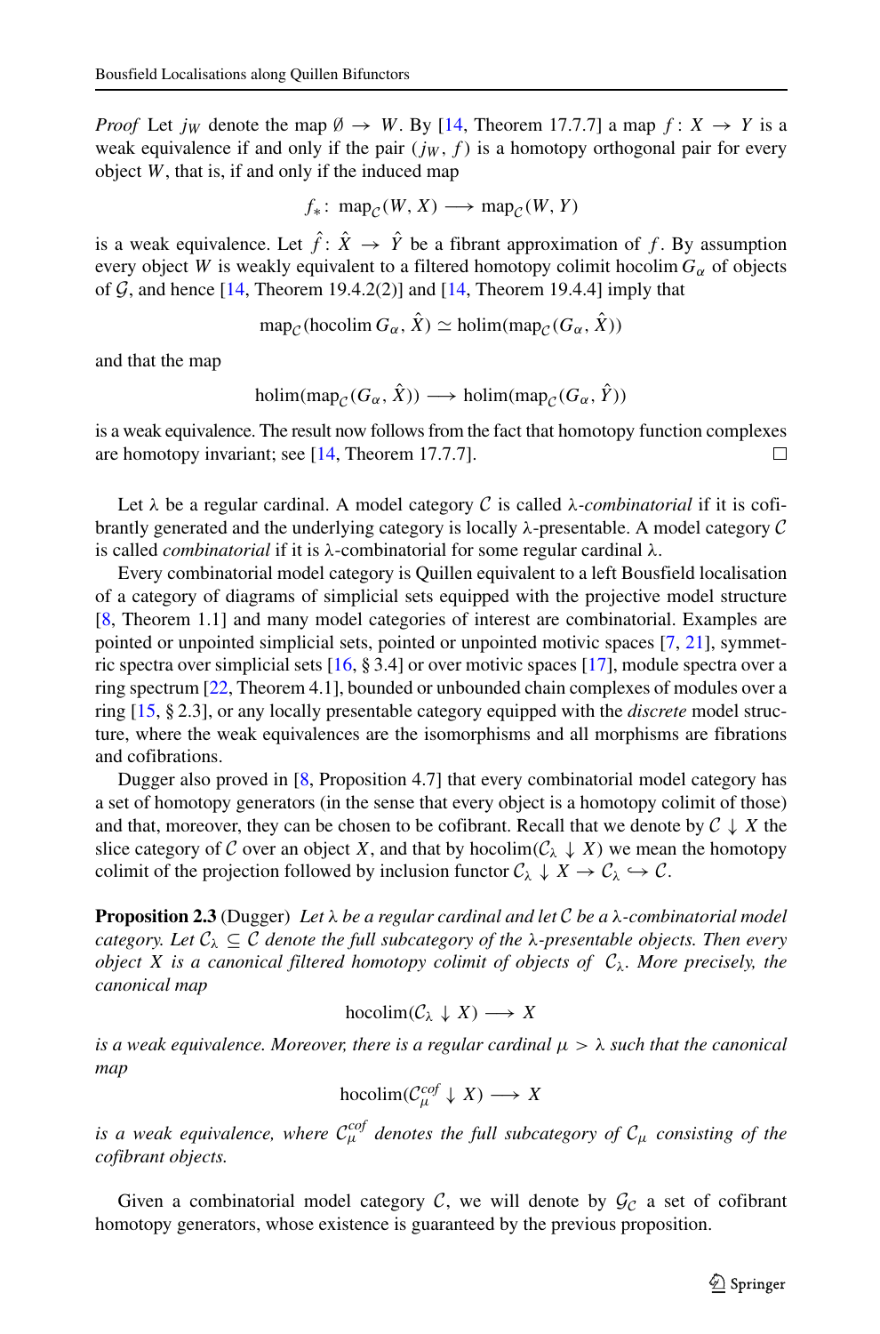*Proof* Let $j_W$ denote the map $\emptyset \to W$. By [14, Theorem 17.7.7] a map $f: X \to Y$ is a weak equivalence if and only if the pair $(j_W, f)$ is a homotopy orthogonal pair for every object $W$, that is, if and only if the induced map

$$f_*: \operatorname{map}_{\mathcal{C}}(W, X) \longrightarrow \operatorname{map}_{\mathcal{C}}(W, Y)$$

is a weak equivalence. Let $\hat{f}: \hat{X} \to \hat{Y}$ be a fibrant approximation of $f$. By assumption every object $W$ is weakly equivalent to a filtered homotopy colimit $\operatorname{hocolim} G_\alpha$ of objects of $\mathcal{G}$, and hence [14, Theorem 19.4.2(2)] and [14, Theorem 19.4.4] imply that

$$\operatorname{map}_{\mathcal{C}}(\operatorname{hocolim} G_\alpha, \hat{X}) \simeq \operatorname{holim}(\operatorname{map}_{\mathcal{C}}(G_\alpha, \hat{X}))$$

and that the map

$$\operatorname{holim}(\operatorname{map}_{\mathcal{C}}(G_\alpha, \hat{X})) \longrightarrow \operatorname{holim}(\operatorname{map}_{\mathcal{C}}(G_\alpha, \hat{Y}))$$

is a weak equivalence. The result now follows from the fact that homotopy function complexes are homotopy invariant; see [14, Theorem 17.7.7]. □

Let $\lambda$ be a regular cardinal. A model category $\mathcal{C}$ is called *$\lambda$-combinatorial* if it is cofibrantly generated and the underlying category is locally $\lambda$-presentable. A model category $\mathcal{C}$ is called *combinatorial* if it is $\lambda$-combinatorial for some regular cardinal $\lambda$.

Every combinatorial model category is Quillen equivalent to a left Bousfield localisation of a category of diagrams of simplicial sets equipped with the projective model structure [8, Theorem 1.1] and many model categories of interest are combinatorial. Examples are pointed or unpointed simplicial sets, pointed or unpointed motivic spaces [7, 21], symmetric spectra over simplicial sets [16, § 3.4] or over motivic spaces [17], module spectra over a ring spectrum [22, Theorem 4.1], bounded or unbounded chain complexes of modules over a ring [15, § 2.3], or any locally presentable category equipped with the *discrete* model structure, where the weak equivalences are the isomorphisms and all morphisms are fibrations and cofibrations.

Dugger also proved in [8, Proposition 4.7] that every combinatorial model category has a set of homotopy generators (in the sense that every object is a homotopy colimit of those) and that, moreover, they can be chosen to be cofibrant. Recall that we denote by $\mathcal{C} \downarrow X$ the slice category of $\mathcal{C}$ over an object $X$, and that by $\operatorname{hocolim}(\mathcal{C}_\lambda \downarrow X)$ we mean the homotopy colimit of the projection followed by inclusion functor $\mathcal{C}_\lambda \downarrow X \to \mathcal{C}_\lambda \hookrightarrow \mathcal{C}$.

**Proposition 2.3** (Dugger) *Let $\lambda$ be a regular cardinal and let $\mathcal{C}$ be a $\lambda$-combinatorial model category. Let $\mathcal{C}_\lambda \subseteq \mathcal{C}$ denote the full subcategory of the $\lambda$-presentable objects. Then every object $X$ is a canonical filtered homotopy colimit of objects of $\mathcal{C}_\lambda$. More precisely, the canonical map*

$$\operatorname{hocolim}(\mathcal{C}_\lambda \downarrow X) \longrightarrow X$$

*is a weak equivalence. Moreover, there is a regular cardinal $\mu > \lambda$ such that the canonical map*

$$\operatorname{hocolim}(\mathcal{C}_\mu^{cof} \downarrow X) \longrightarrow X$$

*is a weak equivalence, where $\mathcal{C}_\mu^{cof}$ denotes the full subcategory of $\mathcal{C}_\mu$ consisting of the cofibrant objects.*

Given a combinatorial model category $\mathcal{C}$, we will denote by $\mathcal{G}_\mathcal{C}$ a set of cofibrant homotopy generators, whose existence is guaranteed by the previous proposition.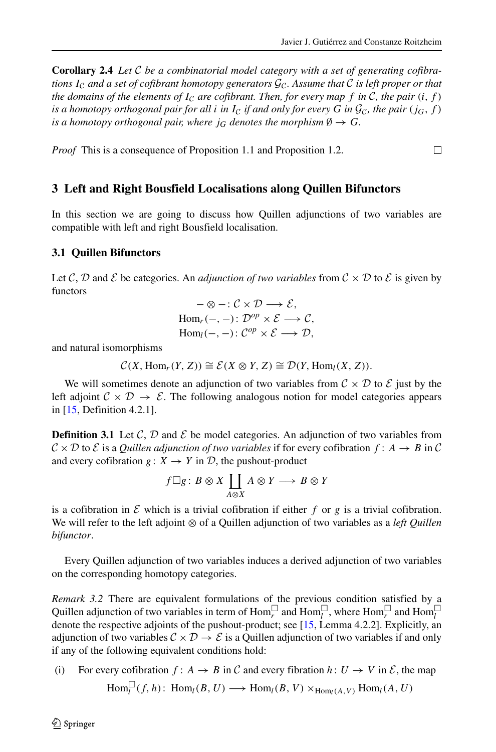**Corollary 2.4** *Let $\mathcal{C}$ be a combinatorial model category with a set of generating cofibrations $I_{\mathcal{C}}$ and a set of cofibrant homotopy generators $\mathcal{G}_{\mathcal{C}}$. Assume that $\mathcal{C}$ is left proper or that the domains of the elements of $I_{\mathcal{C}}$ are cofibrant. Then, for every map $f$ in $\mathcal{C}$, the pair $(i, f)$ is a homotopy orthogonal pair for all $i$ in $I_{\mathcal{C}}$ if and only for every $G$ in $\mathcal{G}_{\mathcal{C}}$, the pair $(j_G, f)$ is a homotopy orthogonal pair, where $j_G$ denotes the morphism $\emptyset \to G$.*

*Proof* This is a consequence of Proposition 1.1 and Proposition 1.2. □

## 3 Left and Right Bousfield Localisations along Quillen Bifunctors

In this section we are going to discuss how Quillen adjunctions of two variables are compatible with left and right Bousfield localisation.

### 3.1 Quillen Bifunctors

Let $\mathcal{C}$, $\mathcal{D}$ and $\mathcal{E}$ be categories. An *adjunction of two variables* from $\mathcal{C} \times \mathcal{D}$ to $\mathcal{E}$ is given by functors

$$
\begin{aligned}
- \otimes - &\colon \mathcal{C} \times \mathcal{D} \longrightarrow \mathcal{E}, \\
\mathrm{Hom}_r(-,-) &\colon \mathcal{D}^{op} \times \mathcal{E} \longrightarrow \mathcal{C}, \\
\mathrm{Hom}_l(-,-) &\colon \mathcal{C}^{op} \times \mathcal{E} \longrightarrow \mathcal{D},
\end{aligned}
$$

and natural isomorphisms

$$\mathcal{C}(X, \mathrm{Hom}_r(Y, Z)) \cong \mathcal{E}(X \otimes Y, Z) \cong \mathcal{D}(Y, \mathrm{Hom}_l(X, Z)).$$

We will sometimes denote an adjunction of two variables from $\mathcal{C} \times \mathcal{D}$ to $\mathcal{E}$ just by the left adjoint $\mathcal{C} \times \mathcal{D} \to \mathcal{E}$. The following analogous notion for model categories appears in [15, Definition 4.2.1].

**Definition 3.1** Let $\mathcal{C}$, $\mathcal{D}$ and $\mathcal{E}$ be model categories. An adjunction of two variables from $\mathcal{C} \times \mathcal{D}$ to $\mathcal{E}$ is a *Quillen adjunction of two variables* if for every cofibration $f \colon A \to B$ in $\mathcal{C}$ and every cofibration $g \colon X \to Y$ in $\mathcal{D}$, the pushout-product

$$f \square g \colon B \otimes X \coprod_{A \otimes X} A \otimes Y \longrightarrow B \otimes Y$$

is a cofibration in $\mathcal{E}$ which is a trivial cofibration if either $f$ or $g$ is a trivial cofibration. We will refer to the left adjoint $\otimes$ of a Quillen adjunction of two variables as a *left Quillen bifunctor*.

Every Quillen adjunction of two variables induces a derived adjunction of two variables on the corresponding homotopy categories.

*Remark 3.2* There are equivalent formulations of the previous condition satisfied by a Quillen adjunction of two variables in term of $\mathrm{Hom}_r^{\square}$ and $\mathrm{Hom}_l^{\square}$, where $\mathrm{Hom}_r^{\square}$ and $\mathrm{Hom}_l^{\square}$ denote the respective adjoints of the pushout-product; see [15, Lemma 4.2.2]. Explicitly, an adjunction of two variables $\mathcal{C} \times \mathcal{D} \to \mathcal{E}$ is a Quillen adjunction of two variables if and only if any of the following equivalent conditions hold:

(i) For every cofibration $f \colon A \to B$ in $\mathcal{C}$ and every fibration $h \colon U \to V$ in $\mathcal{E}$, the map

$$\mathrm{Hom}_l^{\square}(f, h) \colon \mathrm{Hom}_l(B, U) \longrightarrow \mathrm{Hom}_l(B, V) \times_{\mathrm{Hom}_l(A,V)} \mathrm{Hom}_l(A, U)$$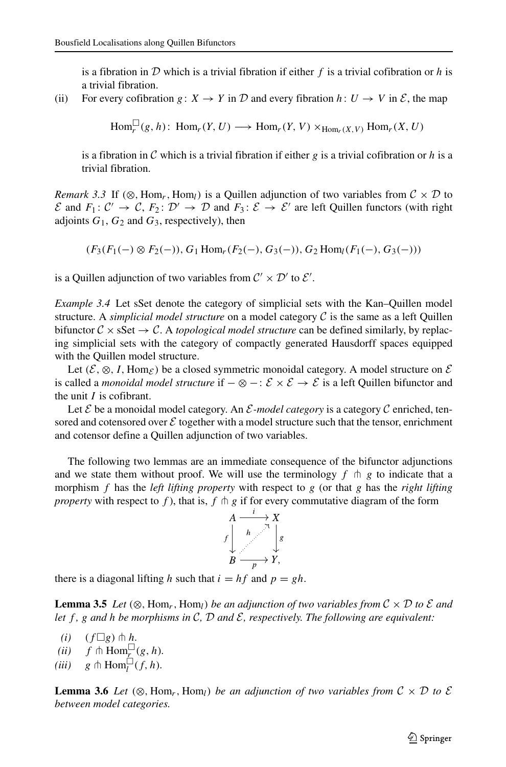is a fibration in $\mathcal{D}$ which is a trivial fibration if either $f$ is a trivial cofibration or $h$ is a trivial fibration.

(ii) For every cofibration $g\colon X \to Y$ in $\mathcal{D}$ and every fibration $h\colon U \to V$ in $\mathcal{E}$, the map

$$\mathrm{Hom}_r^{\square}(g,h)\colon\ \mathrm{Hom}_r(Y,U) \longrightarrow \mathrm{Hom}_r(Y,V) \times_{\mathrm{Hom}_r(X,V)} \mathrm{Hom}_r(X,U)$$

is a fibration in $\mathcal{C}$ which is a trivial fibration if either $g$ is a trivial cofibration or $h$ is a trivial fibration.

*Remark 3.3* If $(\otimes, \mathrm{Hom}_r, \mathrm{Hom}_l)$ is a Quillen adjunction of two variables from $\mathcal{C} \times \mathcal{D}$ to $\mathcal{E}$ and $F_1\colon \mathcal{C}' \to \mathcal{C}$, $F_2\colon \mathcal{D}' \to \mathcal{D}$ and $F_3\colon \mathcal{E} \to \mathcal{E}'$ are left Quillen functors (with right adjoints $G_1$, $G_2$ and $G_3$, respectively), then

$$(F_3(F_1(-) \otimes F_2(-)),\ G_1 \mathrm{Hom}_r(F_2(-), G_3(-)),\ G_2 \mathrm{Hom}_l(F_1(-), G_3(-)))$$

is a Quillen adjunction of two variables from $\mathcal{C}' \times \mathcal{D}'$ to $\mathcal{E}'$.

*Example 3.4* Let sSet denote the category of simplicial sets with the Kan–Quillen model structure. A *simplicial model structure* on a model category $\mathcal{C}$ is the same as a left Quillen bifunctor $\mathcal{C} \times \mathrm{sSet} \to \mathcal{C}$. A *topological model structure* can be defined similarly, by replacing simplicial sets with the category of compactly generated Hausdorff spaces equipped with the Quillen model structure.

Let $(\mathcal{E}, \otimes, I, \mathrm{Hom}_{\mathcal{E}})$ be a closed symmetric monoidal category. A model structure on $\mathcal{E}$ is called a *monoidal model structure* if $-\otimes-\colon \mathcal{E} \times \mathcal{E} \to \mathcal{E}$ is a left Quillen bifunctor and the unit $I$ is cofibrant.

Let $\mathcal{E}$ be a monoidal model category. An $\mathcal{E}$*-model category* is a category $\mathcal{C}$ enriched, tensored and cotensored over $\mathcal{E}$ together with a model structure such that the tensor, enrichment and cotensor define a Quillen adjunction of two variables.

The following two lemmas are an immediate consequence of the bifunctor adjunctions and we state them without proof. We will use the terminology $f \pitchfork g$ to indicate that a morphism $f$ has the *left lifting property* with respect to $g$ (or that $g$ has the *right lifting property* with respect to $f$), that is, $f \pitchfork g$ if for every commutative diagram of the form

$$\begin{array}{ccc} A & \xrightarrow{\ i\ } & X \\ {\scriptstyle f}\downarrow & \overset{h}{\nearrow} & \downarrow{\scriptstyle g} \\ B & \xrightarrow[\ p\ ]{} & Y, \end{array}$$

there is a diagonal lifting $h$ such that $i = hf$ and $p = gh$.

**Lemma 3.5** *Let $(\otimes, \mathrm{Hom}_r, \mathrm{Hom}_l)$ be an adjunction of two variables from $\mathcal{C} \times \mathcal{D}$ to $\mathcal{E}$ and let $f$, $g$ and $h$ be morphisms in $\mathcal{C}$, $\mathcal{D}$ and $\mathcal{E}$, respectively. The following are equivalent:*

*(i)* $(f \square g) \pitchfork h$.

*(ii)* $f \pitchfork \mathrm{Hom}_r^{\square}(g,h)$.

*(iii)* $g \pitchfork \mathrm{Hom}_l^{\square}(f,h)$.

**Lemma 3.6** *Let $(\otimes, \mathrm{Hom}_r, \mathrm{Hom}_l)$ be an adjunction of two variables from $\mathcal{C} \times \mathcal{D}$ to $\mathcal{E}$ between model categories.*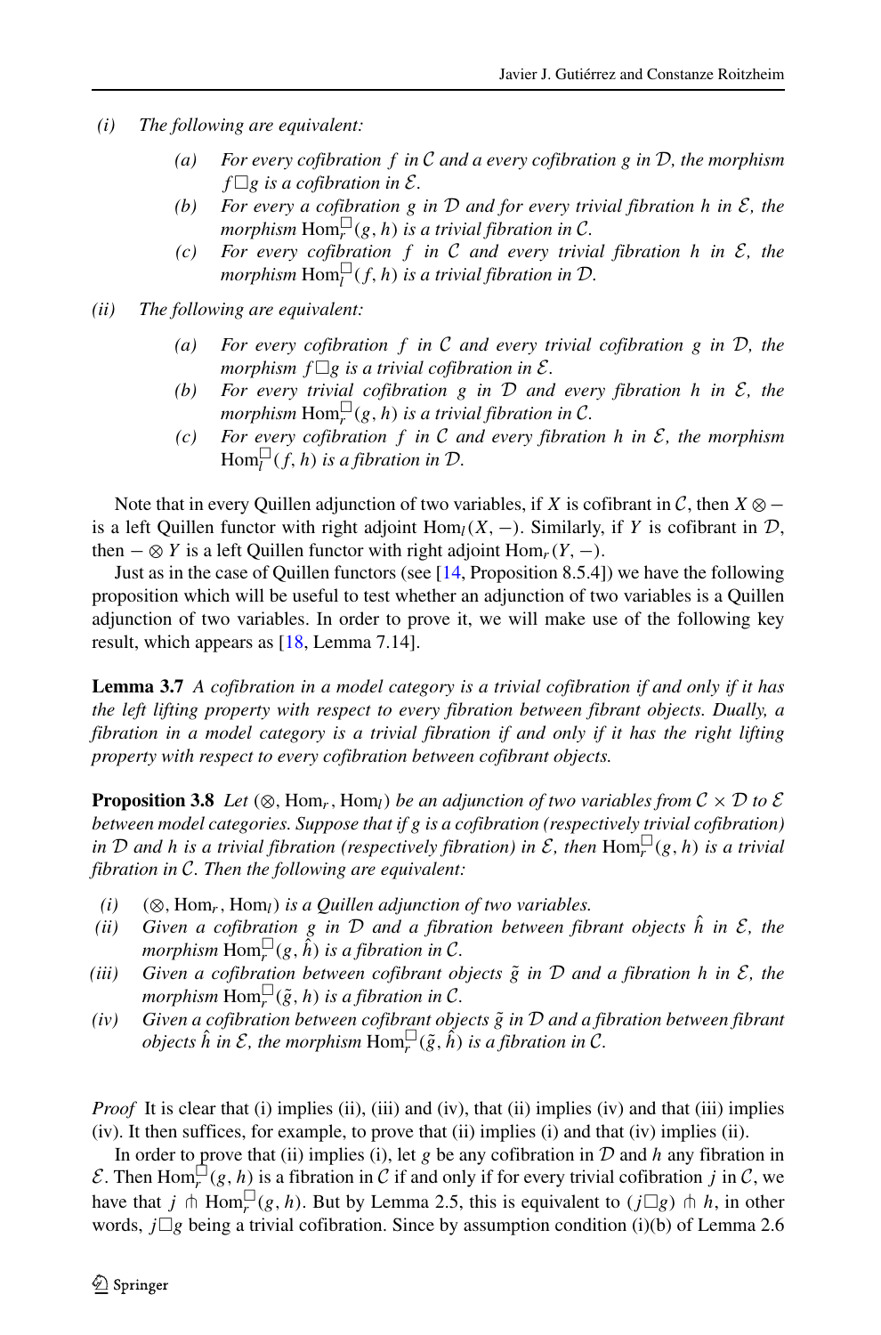*(i)* *The following are equivalent:*

- *(a)* *For every cofibration $f$ in $\mathcal{C}$ and a every cofibration $g$ in $\mathcal{D}$, the morphism $f\Box g$ is a cofibration in $\mathcal{E}$.*
- *(b)* *For every a cofibration $g$ in $\mathcal{D}$ and for every trivial fibration $h$ in $\mathcal{E}$, the morphism $\mathrm{Hom}_r^{\Box}(g, h)$ is a trivial fibration in $\mathcal{C}$.*
- *(c)* *For every cofibration $f$ in $\mathcal{C}$ and every trivial fibration $h$ in $\mathcal{E}$, the morphism $\mathrm{Hom}_l^{\Box}(f, h)$ is a trivial fibration in $\mathcal{D}$.*

*(ii)* *The following are equivalent:*

- *(a)* *For every cofibration $f$ in $\mathcal{C}$ and every trivial cofibration $g$ in $\mathcal{D}$, the morphism $f\Box g$ is a trivial cofibration in $\mathcal{E}$.*
- *(b)* *For every trivial cofibration $g$ in $\mathcal{D}$ and every fibration $h$ in $\mathcal{E}$, the morphism $\mathrm{Hom}_r^{\Box}(g, h)$ is a trivial fibration in $\mathcal{C}$.*
- *(c)* *For every cofibration $f$ in $\mathcal{C}$ and every fibration $h$ in $\mathcal{E}$, the morphism $\mathrm{Hom}_l^{\Box}(f, h)$ is a fibration in $\mathcal{D}$.*

Note that in every Quillen adjunction of two variables, if $X$ is cofibrant in $\mathcal{C}$, then $X \otimes -$ is a left Quillen functor with right adjoint $\mathrm{Hom}_l(X, -)$. Similarly, if $Y$ is cofibrant in $\mathcal{D}$, then $- \otimes Y$ is a left Quillen functor with right adjoint $\mathrm{Hom}_r(Y, -)$.

Just as in the case of Quillen functors (see [14, Proposition 8.5.4]) we have the following proposition which will be useful to test whether an adjunction of two variables is a Quillen adjunction of two variables. In order to prove it, we will make use of the following key result, which appears as [18, Lemma 7.14].

**Lemma 3.7** *A cofibration in a model category is a trivial cofibration if and only if it has the left lifting property with respect to every fibration between fibrant objects. Dually, a fibration in a model category is a trivial fibration if and only if it has the right lifting property with respect to every cofibration between cofibrant objects.*

**Proposition 3.8** *Let $(\otimes, \mathrm{Hom}_r, \mathrm{Hom}_l)$ be an adjunction of two variables from $\mathcal{C} \times \mathcal{D}$ to $\mathcal{E}$ between model categories. Suppose that if $g$ is a cofibration (respectively trivial cofibration) in $\mathcal{D}$ and $h$ is a trivial fibration (respectively fibration) in $\mathcal{E}$, then $\mathrm{Hom}_r^{\Box}(g, h)$ is a trivial fibration in $\mathcal{C}$. Then the following are equivalent:*

- *(i)* *$(\otimes, \mathrm{Hom}_r, \mathrm{Hom}_l)$ is a Quillen adjunction of two variables.*
- *(ii)* *Given a cofibration $g$ in $\mathcal{D}$ and a fibration between fibrant objects $\hat{h}$ in $\mathcal{E}$, the morphism $\mathrm{Hom}_r^{\Box}(g, \hat{h})$ is a fibration in $\mathcal{C}$.*
- *(iii)* *Given a cofibration between cofibrant objects $\tilde{g}$ in $\mathcal{D}$ and a fibration $h$ in $\mathcal{E}$, the morphism $\mathrm{Hom}_r^{\Box}(\tilde{g}, h)$ is a fibration in $\mathcal{C}$.*
- *(iv)* *Given a cofibration between cofibrant objects $\tilde{g}$ in $\mathcal{D}$ and a fibration between fibrant objects $\hat{h}$ in $\mathcal{E}$, the morphism $\mathrm{Hom}_r^{\Box}(\tilde{g}, \hat{h})$ is a fibration in $\mathcal{C}$.*

*Proof* It is clear that (i) implies (ii), (iii) and (iv), that (ii) implies (iv) and that (iii) implies (iv). It then suffices, for example, to prove that (ii) implies (i) and that (iv) implies (ii).

In order to prove that (ii) implies (i), let $g$ be any cofibration in $\mathcal{D}$ and $h$ any fibration in $\mathcal{E}$. Then $\mathrm{Hom}_r^{\Box}(g, h)$ is a fibration in $\mathcal{C}$ if and only if for every trivial cofibration $j$ in $\mathcal{C}$, we have that $j \pitchfork \mathrm{Hom}_r^{\Box}(g, h)$. But by Lemma 2.5, this is equivalent to $(j\Box g) \pitchfork h$, in other words, $j\Box g$ being a trivial cofibration. Since by assumption condition (i)(b) of Lemma 2.6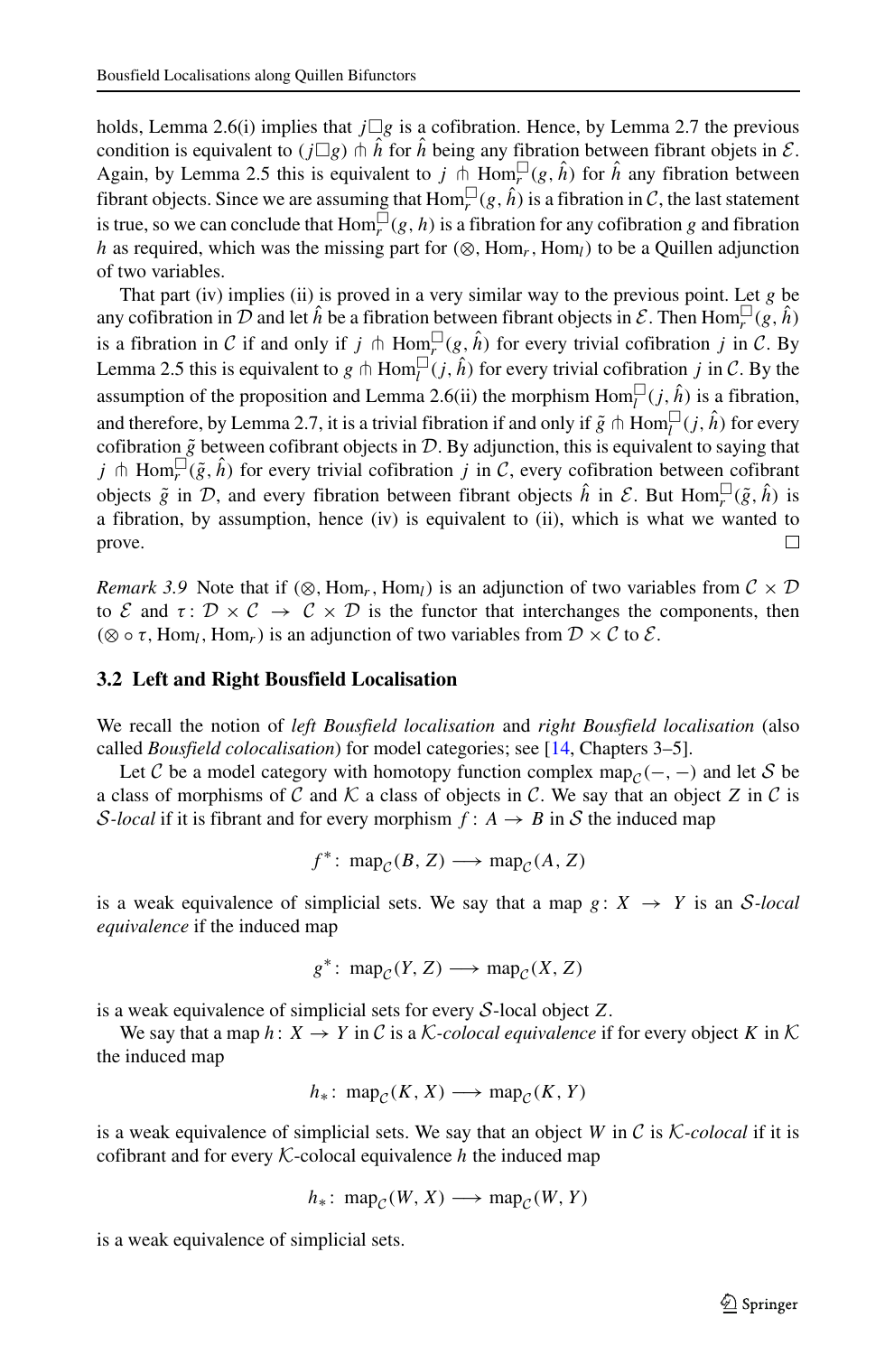holds, Lemma 2.6(i) implies that $j \Box g$ is a cofibration. Hence, by Lemma 2.7 the previous condition is equivalent to $(j \Box g) \pitchfork \hat{h}$ for $\hat{h}$ being any fibration between fibrant objets in $\mathcal{E}$. Again, by Lemma 2.5 this is equivalent to $j \pitchfork \mathrm{Hom}_r^{\Box}(g, \hat{h})$ for $\hat{h}$ any fibration between fibrant objects. Since we are assuming that $\mathrm{Hom}_r^{\Box}(g, \hat{h})$ is a fibration in $\mathcal{C}$, the last statement is true, so we can conclude that $\mathrm{Hom}_r^{\Box}(g, h)$ is a fibration for any cofibration $g$ and fibration $h$ as required, which was the missing part for $(\otimes, \mathrm{Hom}_r, \mathrm{Hom}_l)$ to be a Quillen adjunction of two variables.

That part (iv) implies (ii) is proved in a very similar way to the previous point. Let $g$ be any cofibration in $\mathcal{D}$ and let $\hat{h}$ be a fibration between fibrant objects in $\mathcal{E}$. Then $\mathrm{Hom}_r^{\Box}(g, \hat{h})$ is a fibration in $\mathcal{C}$ if and only if $j \pitchfork \mathrm{Hom}_r^{\Box}(g, \hat{h})$ for every trivial cofibration $j$ in $\mathcal{C}$. By Lemma 2.5 this is equivalent to $g \pitchfork \mathrm{Hom}_l^{\Box}(j, \hat{h})$ for every trivial cofibration $j$ in $\mathcal{C}$. By the assumption of the proposition and Lemma 2.6(ii) the morphism $\mathrm{Hom}_l^{\Box}(j, \hat{h})$ is a fibration, and therefore, by Lemma 2.7, it is a trivial fibration if and only if $\tilde{g} \pitchfork \mathrm{Hom}_l^{\Box}(j, \hat{h})$ for every cofibration $\tilde{g}$ between cofibrant objects in $\mathcal{D}$. By adjunction, this is equivalent to saying that $j \pitchfork \mathrm{Hom}_r^{\Box}(\tilde{g}, \hat{h})$ for every trivial cofibration $j$ in $\mathcal{C}$, every cofibration between cofibrant objects $\tilde{g}$ in $\mathcal{D}$, and every fibration between fibrant objects $\hat{h}$ in $\mathcal{E}$. But $\mathrm{Hom}_r^{\Box}(\tilde{g}, \hat{h})$ is a fibration, by assumption, hence (iv) is equivalent to (ii), which is what we wanted to prove. □

*Remark 3.9* Note that if $(\otimes, \mathrm{Hom}_r, \mathrm{Hom}_l)$ is an adjunction of two variables from $\mathcal{C} \times \mathcal{D}$ to $\mathcal{E}$ and $\tau\colon \mathcal{D} \times \mathcal{C} \to \mathcal{C} \times \mathcal{D}$ is the functor that interchanges the components, then $(\otimes \circ \tau, \mathrm{Hom}_l, \mathrm{Hom}_r)$ is an adjunction of two variables from $\mathcal{D} \times \mathcal{C}$ to $\mathcal{E}$.

### 3.2 Left and Right Bousfield Localisation

We recall the notion of *left Bousfield localisation* and *right Bousfield localisation* (also called *Bousfield colocalisation*) for model categories; see [14, Chapters 3–5].

Let $\mathcal{C}$ be a model category with homotopy function complex $\mathrm{map}_{\mathcal{C}}(-,-)$ and let $\mathcal{S}$ be a class of morphisms of $\mathcal{C}$ and $\mathcal{K}$ a class of objects in $\mathcal{C}$. We say that an object $Z$ in $\mathcal{C}$ is *$\mathcal{S}$-local* if it is fibrant and for every morphism $f\colon A \to B$ in $\mathcal{S}$ the induced map

$$f^*\colon \mathrm{map}_{\mathcal{C}}(B, Z) \longrightarrow \mathrm{map}_{\mathcal{C}}(A, Z)$$

is a weak equivalence of simplicial sets. We say that a map $g\colon X \to Y$ is an *$\mathcal{S}$-local equivalence* if the induced map

$$g^*\colon \mathrm{map}_{\mathcal{C}}(Y, Z) \longrightarrow \mathrm{map}_{\mathcal{C}}(X, Z)$$

is a weak equivalence of simplicial sets for every $\mathcal{S}$-local object $Z$.

We say that a map $h\colon X \to Y$ in $\mathcal{C}$ is a *$\mathcal{K}$-colocal equivalence* if for every object $K$ in $\mathcal{K}$ the induced map

$$h_*\colon \mathrm{map}_{\mathcal{C}}(K, X) \longrightarrow \mathrm{map}_{\mathcal{C}}(K, Y)$$

is a weak equivalence of simplicial sets. We say that an object $W$ in $\mathcal{C}$ is *$\mathcal{K}$-colocal* if it is cofibrant and for every $\mathcal{K}$-colocal equivalence $h$ the induced map

$$h_*\colon \mathrm{map}_{\mathcal{C}}(W, X) \longrightarrow \mathrm{map}_{\mathcal{C}}(W, Y)$$

is a weak equivalence of simplicial sets.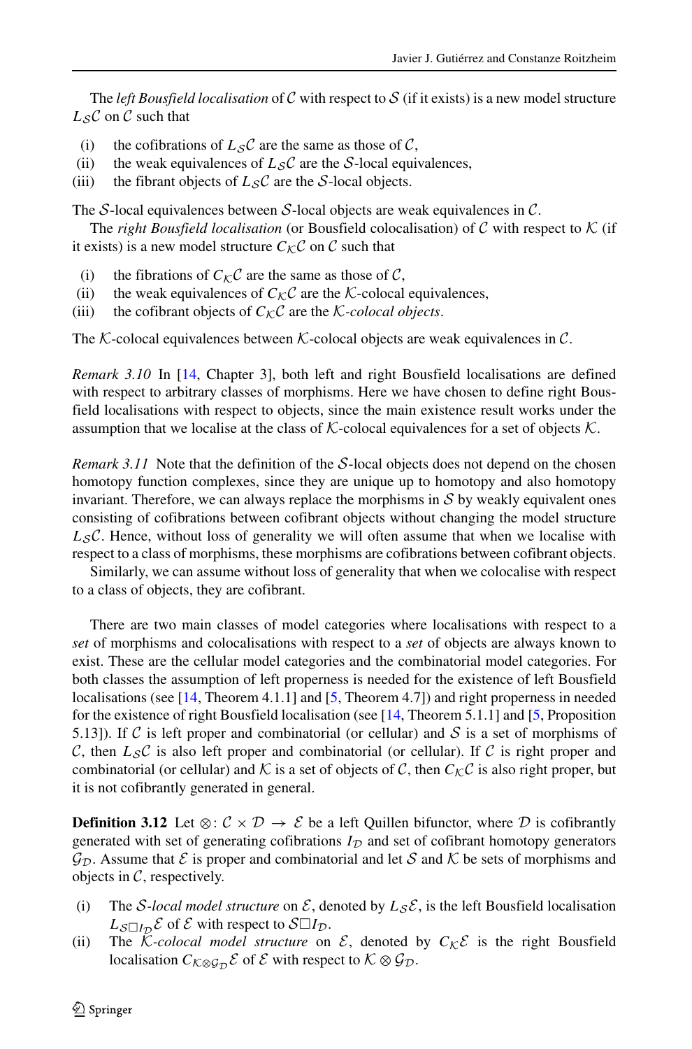The *left Bousfield localisation* of $\mathcal{C}$ with respect to $\mathcal{S}$ (if it exists) is a new model structure $L_{\mathcal{S}}\mathcal{C}$ on $\mathcal{C}$ such that

(i) the cofibrations of $L_{\mathcal{S}}\mathcal{C}$ are the same as those of $\mathcal{C}$,
(ii) the weak equivalences of $L_{\mathcal{S}}\mathcal{C}$ are the $\mathcal{S}$-local equivalences,
(iii) the fibrant objects of $L_{\mathcal{S}}\mathcal{C}$ are the $\mathcal{S}$-local objects.

The $\mathcal{S}$-local equivalences between $\mathcal{S}$-local objects are weak equivalences in $\mathcal{C}$.

The *right Bousfield localisation* (or Bousfield colocalisation) of $\mathcal{C}$ with respect to $\mathcal{K}$ (if it exists) is a new model structure $C_{\mathcal{K}}\mathcal{C}$ on $\mathcal{C}$ such that

(i) the fibrations of $C_{\mathcal{K}}\mathcal{C}$ are the same as those of $\mathcal{C}$,
(ii) the weak equivalences of $C_{\mathcal{K}}\mathcal{C}$ are the $\mathcal{K}$-colocal equivalences,
(iii) the cofibrant objects of $C_{\mathcal{K}}\mathcal{C}$ are the *$\mathcal{K}$-colocal objects*.

The $\mathcal{K}$-colocal equivalences between $\mathcal{K}$-colocal objects are weak equivalences in $\mathcal{C}$.

*Remark 3.10* In [14, Chapter 3], both left and right Bousfield localisations are defined with respect to arbitrary classes of morphisms. Here we have chosen to define right Bousfield localisations with respect to objects, since the main existence result works under the assumption that we localise at the class of $\mathcal{K}$-colocal equivalences for a set of objects $\mathcal{K}$.

*Remark 3.11* Note that the definition of the $\mathcal{S}$-local objects does not depend on the chosen homotopy function complexes, since they are unique up to homotopy and also homotopy invariant. Therefore, we can always replace the morphisms in $\mathcal{S}$ by weakly equivalent ones consisting of cofibrations between cofibrant objects without changing the model structure $L_{\mathcal{S}}\mathcal{C}$. Hence, without loss of generality we will often assume that when we localise with respect to a class of morphisms, these morphisms are cofibrations between cofibrant objects.

Similarly, we can assume without loss of generality that when we colocalise with respect to a class of objects, they are cofibrant.

There are two main classes of model categories where localisations with respect to a *set* of morphisms and colocalisations with respect to a *set* of objects are always known to exist. These are the cellular model categories and the combinatorial model categories. For both classes the assumption of left properness is needed for the existence of left Bousfield localisations (see [14, Theorem 4.1.1] and [5, Theorem 4.7]) and right properness in needed for the existence of right Bousfield localisation (see [14, Theorem 5.1.1] and [5, Proposition 5.13]). If $\mathcal{C}$ is left proper and combinatorial (or cellular) and $\mathcal{S}$ is a set of morphisms of $\mathcal{C}$, then $L_{\mathcal{S}}\mathcal{C}$ is also left proper and combinatorial (or cellular). If $\mathcal{C}$ is right proper and combinatorial (or cellular) and $\mathcal{K}$ is a set of objects of $\mathcal{C}$, then $C_{\mathcal{K}}\mathcal{C}$ is also right proper, but it is not cofibrantly generated in general.

**Definition 3.12** Let $\otimes\colon \mathcal{C} \times \mathcal{D} \to \mathcal{E}$ be a left Quillen bifunctor, where $\mathcal{D}$ is cofibrantly generated with set of generating cofibrations $I_{\mathcal{D}}$ and set of cofibrant homotopy generators $\mathcal{G}_{\mathcal{D}}$. Assume that $\mathcal{E}$ is proper and combinatorial and let $\mathcal{S}$ and $\mathcal{K}$ be sets of morphisms and objects in $\mathcal{C}$, respectively.

(i) The *$\mathcal{S}$-local model structure* on $\mathcal{E}$, denoted by $L_{\mathcal{S}}\mathcal{E}$, is the left Bousfield localisation $L_{\mathcal{S}\Box I_{\mathcal{D}}}\mathcal{E}$ of $\mathcal{E}$ with respect to $\mathcal{S}\Box I_{\mathcal{D}}$.
(ii) The *$\mathcal{K}$-colocal model structure* on $\mathcal{E}$, denoted by $C_{\mathcal{K}}\mathcal{E}$ is the right Bousfield localisation $C_{\mathcal{K}\otimes\mathcal{G}_{\mathcal{D}}}\mathcal{E}$ of $\mathcal{E}$ with respect to $\mathcal{K}\otimes\mathcal{G}_{\mathcal{D}}$.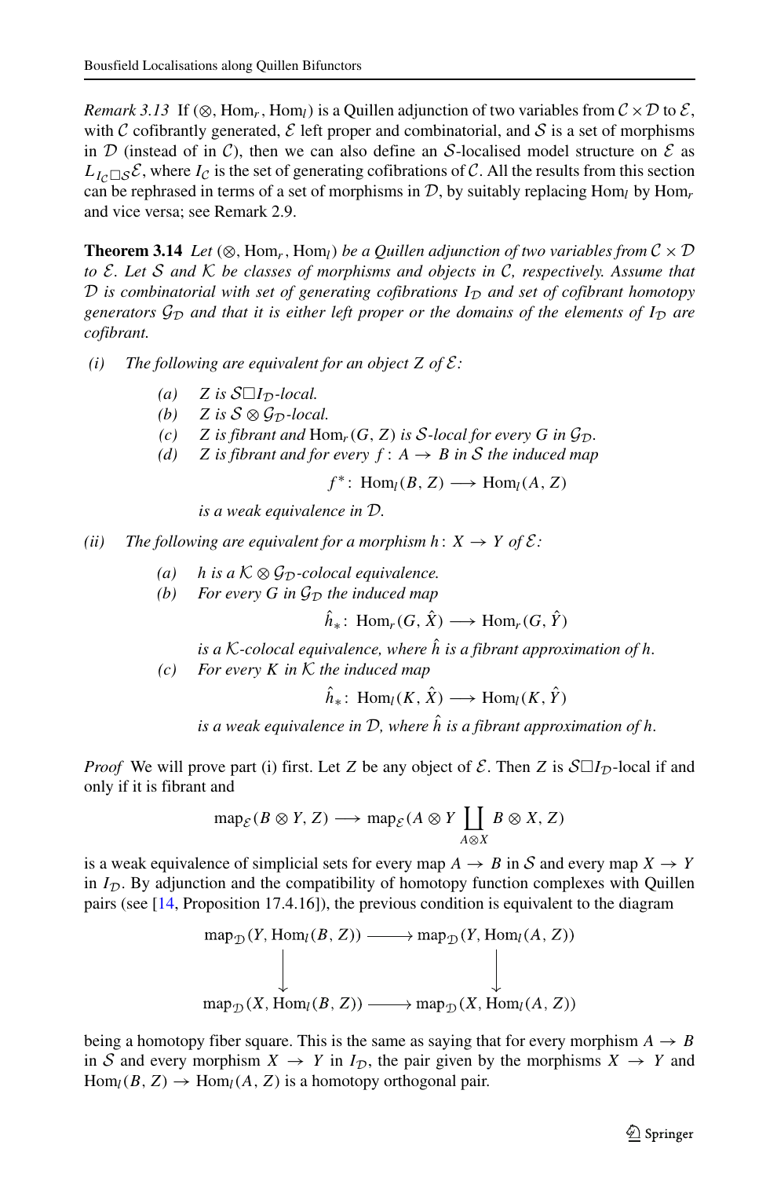*Remark 3.13* If $(\otimes, \mathrm{Hom}_r, \mathrm{Hom}_l)$ is a Quillen adjunction of two variables from $\mathcal{C} \times \mathcal{D}$ to $\mathcal{E}$, with $\mathcal{C}$ cofibrantly generated, $\mathcal{E}$ left proper and combinatorial, and $\mathcal{S}$ is a set of morphisms in $\mathcal{D}$ (instead of in $\mathcal{C}$), then we can also define an $\mathcal{S}$-localised model structure on $\mathcal{E}$ as $L_{I_{\mathcal{C}} \square \mathcal{S}}\mathcal{E}$, where $I_{\mathcal{C}}$ is the set of generating cofibrations of $\mathcal{C}$. All the results from this section can be rephrased in terms of a set of morphisms in $\mathcal{D}$, by suitably replacing $\mathrm{Hom}_l$ by $\mathrm{Hom}_r$ and vice versa; see Remark 2.9.

**Theorem 3.14** *Let $(\otimes, \mathrm{Hom}_r, \mathrm{Hom}_l)$ be a Quillen adjunction of two variables from $\mathcal{C} \times \mathcal{D}$ to $\mathcal{E}$. Let $\mathcal{S}$ and $\mathcal{K}$ be classes of morphisms and objects in $\mathcal{C}$, respectively. Assume that $\mathcal{D}$ is combinatorial with set of generating cofibrations $I_{\mathcal{D}}$ and set of cofibrant homotopy generators $\mathcal{G}_{\mathcal{D}}$ and that it is either left proper or the domains of the elements of $I_{\mathcal{D}}$ are cofibrant.*

- *(i) The following are equivalent for an object $Z$ of $\mathcal{E}$:*
  - *(a) $Z$ is $\mathcal{S} \square I_{\mathcal{D}}$-local.*
  - *(b) $Z$ is $\mathcal{S} \otimes \mathcal{G}_{\mathcal{D}}$-local.*
  - *(c) $Z$ is fibrant and $\mathrm{Hom}_r(G, Z)$ is $\mathcal{S}$-local for every $G$ in $\mathcal{G}_{\mathcal{D}}$.*
  - *(d) $Z$ is fibrant and for every $f : A \to B$ in $\mathcal{S}$ the induced map*
  $$f^* \colon \mathrm{Hom}_l(B, Z) \longrightarrow \mathrm{Hom}_l(A, Z)$$
  *is a weak equivalence in $\mathcal{D}$.*
- *(ii) The following are equivalent for a morphism $h \colon X \to Y$ of $\mathcal{E}$:*
  - *(a) $h$ is a $\mathcal{K} \otimes \mathcal{G}_{\mathcal{D}}$-colocal equivalence.*
  - *(b) For every $G$ in $\mathcal{G}_{\mathcal{D}}$ the induced map*
  $$\hat{h}_* \colon \mathrm{Hom}_r(G, \hat{X}) \longrightarrow \mathrm{Hom}_r(G, \hat{Y})$$
  *is a $\mathcal{K}$-colocal equivalence, where $\hat{h}$ is a fibrant approximation of $h$.*
  - *(c) For every $K$ in $\mathcal{K}$ the induced map*
  $$\hat{h}_* \colon \mathrm{Hom}_l(K, \hat{X}) \longrightarrow \mathrm{Hom}_l(K, \hat{Y})$$
  *is a weak equivalence in $\mathcal{D}$, where $\hat{h}$ is a fibrant approximation of $h$.*

*Proof* We will prove part (i) first. Let $Z$ be any object of $\mathcal{E}$. Then $Z$ is $\mathcal{S} \square I_{\mathcal{D}}$-local if and only if it is fibrant and

$$\mathrm{map}_{\mathcal{E}}(B \otimes Y, Z) \longrightarrow \mathrm{map}_{\mathcal{E}}(A \otimes Y \coprod_{A \otimes X} B \otimes X, Z)$$

is a weak equivalence of simplicial sets for every map $A \to B$ in $\mathcal{S}$ and every map $X \to Y$ in $I_{\mathcal{D}}$. By adjunction and the compatibility of homotopy function complexes with Quillen pairs (see [14, Proposition 17.4.16]), the previous condition is equivalent to the diagram

$$\begin{array}{ccc}
\mathrm{map}_{\mathcal{D}}(Y, \mathrm{Hom}_l(B, Z)) & \longrightarrow & \mathrm{map}_{\mathcal{D}}(Y, \mathrm{Hom}_l(A, Z)) \\
\downarrow & & \downarrow \\
\mathrm{map}_{\mathcal{D}}(X, \mathrm{Hom}_l(B, Z)) & \longrightarrow & \mathrm{map}_{\mathcal{D}}(X, \mathrm{Hom}_l(A, Z))
\end{array}$$

being a homotopy fiber square. This is the same as saying that for every morphism $A \to B$ in $\mathcal{S}$ and every morphism $X \to Y$ in $I_{\mathcal{D}}$, the pair given by the morphisms $X \to Y$ and $\mathrm{Hom}_l(B, Z) \to \mathrm{Hom}_l(A, Z)$ is a homotopy orthogonal pair.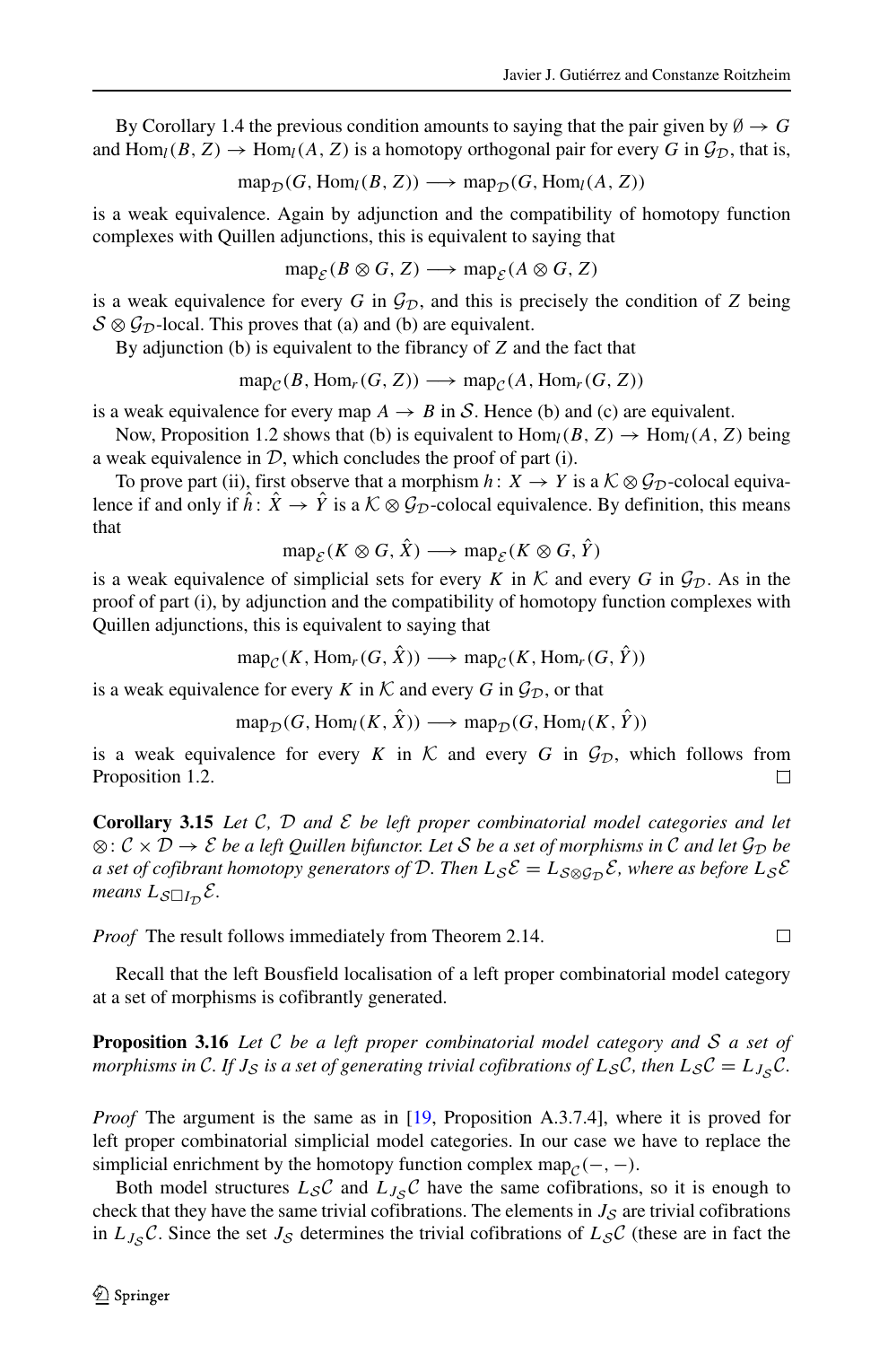By Corollary 1.4 the previous condition amounts to saying that the pair given by $\emptyset \to G$ and $\mathrm{Hom}_l(B, Z) \to \mathrm{Hom}_l(A, Z)$ is a homotopy orthogonal pair for every $G$ in $\mathcal{G}_{\mathcal{D}}$, that is,

$$\mathrm{map}_{\mathcal{D}}(G, \mathrm{Hom}_l(B, Z)) \longrightarrow \mathrm{map}_{\mathcal{D}}(G, \mathrm{Hom}_l(A, Z))$$

is a weak equivalence. Again by adjunction and the compatibility of homotopy function complexes with Quillen adjunctions, this is equivalent to saying that

$$\mathrm{map}_{\mathcal{E}}(B \otimes G, Z) \longrightarrow \mathrm{map}_{\mathcal{E}}(A \otimes G, Z)$$

is a weak equivalence for every $G$ in $\mathcal{G}_{\mathcal{D}}$, and this is precisely the condition of $Z$ being $\mathcal{S} \otimes \mathcal{G}_{\mathcal{D}}$-local. This proves that (a) and (b) are equivalent.

By adjunction (b) is equivalent to the fibrancy of $Z$ and the fact that

$$\mathrm{map}_{\mathcal{C}}(B, \mathrm{Hom}_r(G, Z)) \longrightarrow \mathrm{map}_{\mathcal{C}}(A, \mathrm{Hom}_r(G, Z))$$

is a weak equivalence for every map $A \to B$ in $\mathcal{S}$. Hence (b) and (c) are equivalent.

Now, Proposition 1.2 shows that (b) is equivalent to $\mathrm{Hom}_l(B, Z) \to \mathrm{Hom}_l(A, Z)$ being a weak equivalence in $\mathcal{D}$, which concludes the proof of part (i).

To prove part (ii), first observe that a morphism $h\colon X \to Y$ is a $\mathcal{K} \otimes \mathcal{G}_{\mathcal{D}}$-colocal equivalence if and only if $\hat{h}\colon \hat{X} \to \hat{Y}$ is a $\mathcal{K} \otimes \mathcal{G}_{\mathcal{D}}$-colocal equivalence. By definition, this means that

$$\mathrm{map}_{\mathcal{E}}(K \otimes G, \hat{X}) \longrightarrow \mathrm{map}_{\mathcal{E}}(K \otimes G, \hat{Y})$$

is a weak equivalence of simplicial sets for every $K$ in $\mathcal{K}$ and every $G$ in $\mathcal{G}_{\mathcal{D}}$. As in the proof of part (i), by adjunction and the compatibility of homotopy function complexes with Quillen adjunctions, this is equivalent to saying that

$$\mathrm{map}_{\mathcal{C}}(K, \mathrm{Hom}_r(G, \hat{X})) \longrightarrow \mathrm{map}_{\mathcal{C}}(K, \mathrm{Hom}_r(G, \hat{Y}))$$

is a weak equivalence for every $K$ in $\mathcal{K}$ and every $G$ in $\mathcal{G}_{\mathcal{D}}$, or that

$$\mathrm{map}_{\mathcal{D}}(G, \mathrm{Hom}_l(K, \hat{X})) \longrightarrow \mathrm{map}_{\mathcal{D}}(G, \mathrm{Hom}_l(K, \hat{Y}))$$

is a weak equivalence for every $K$ in $\mathcal{K}$ and every $G$ in $\mathcal{G}_{\mathcal{D}}$, which follows from Proposition 1.2. □

**Corollary 3.15** *Let $\mathcal{C}$, $\mathcal{D}$ and $\mathcal{E}$ be left proper combinatorial model categories and let $\otimes\colon \mathcal{C} \times \mathcal{D} \to \mathcal{E}$ be a left Quillen bifunctor. Let $\mathcal{S}$ be a set of morphisms in $\mathcal{C}$ and let $\mathcal{G}_{\mathcal{D}}$ be a set of cofibrant homotopy generators of $\mathcal{D}$. Then $L_{\mathcal{S}}\mathcal{E} = L_{\mathcal{S} \otimes \mathcal{G}_{\mathcal{D}}}\mathcal{E}$, where as before $L_{\mathcal{S}}\mathcal{E}$ means $L_{\mathcal{S} \square I_{\mathcal{D}}}\mathcal{E}$.*

*Proof* The result follows immediately from Theorem 2.14. □

Recall that the left Bousfield localisation of a left proper combinatorial model category at a set of morphisms is cofibrantly generated.

**Proposition 3.16** *Let $\mathcal{C}$ be a left proper combinatorial model category and $\mathcal{S}$ a set of morphisms in $\mathcal{C}$. If $J_{\mathcal{S}}$ is a set of generating trivial cofibrations of $L_{\mathcal{S}}\mathcal{C}$, then $L_{\mathcal{S}}\mathcal{C} = L_{J_{\mathcal{S}}}\mathcal{C}$.*

*Proof* The argument is the same as in [19, Proposition A.3.7.4], where it is proved for left proper combinatorial simplicial model categories. In our case we have to replace the simplicial enrichment by the homotopy function complex $\mathrm{map}_{\mathcal{C}}(-,-)$.

Both model structures $L_{\mathcal{S}}\mathcal{C}$ and $L_{J_{\mathcal{S}}}\mathcal{C}$ have the same cofibrations, so it is enough to check that they have the same trivial cofibrations. The elements in $J_{\mathcal{S}}$ are trivial cofibrations in $L_{J_{\mathcal{S}}}\mathcal{C}$. Since the set $J_{\mathcal{S}}$ determines the trivial cofibrations of $L_{\mathcal{S}}\mathcal{C}$ (these are in fact the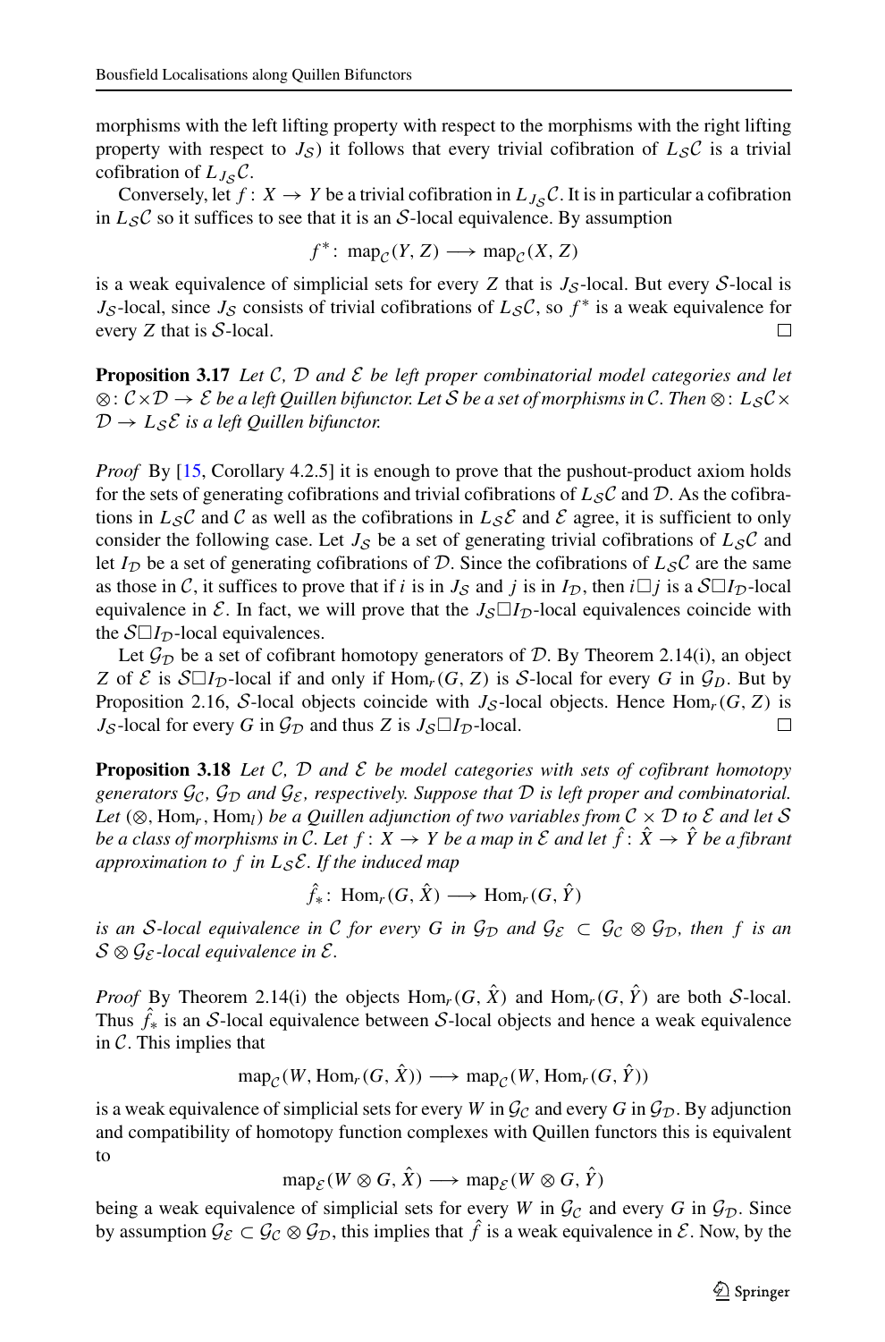morphisms with the left lifting property with respect to the morphisms with the right lifting property with respect to $J_{\mathcal{S}}$) it follows that every trivial cofibration of $L_{\mathcal{S}}\mathcal{C}$ is a trivial cofibration of $L_{J_{\mathcal{S}}}\mathcal{C}$.

Conversely, let $f\colon X \to Y$ be a trivial cofibration in $L_{J_{\mathcal{S}}}\mathcal{C}$. It is in particular a cofibration in $L_{\mathcal{S}}\mathcal{C}$ so it suffices to see that it is an $\mathcal{S}$-local equivalence. By assumption

$$f^*\colon \operatorname{map}_{\mathcal{C}}(Y, Z) \longrightarrow \operatorname{map}_{\mathcal{C}}(X, Z)$$

is a weak equivalence of simplicial sets for every $Z$ that is $J_{\mathcal{S}}$-local. But every $\mathcal{S}$-local is $J_{\mathcal{S}}$-local, since $J_{\mathcal{S}}$ consists of trivial cofibrations of $L_{\mathcal{S}}\mathcal{C}$, so $f^*$ is a weak equivalence for every $Z$ that is $\mathcal{S}$-local. □

**Proposition 3.17** *Let $\mathcal{C}$, $\mathcal{D}$ and $\mathcal{E}$ be left proper combinatorial model categories and let $\otimes\colon \mathcal{C}\times\mathcal{D} \to \mathcal{E}$ be a left Quillen bifunctor. Let $\mathcal{S}$ be a set of morphisms in $\mathcal{C}$. Then $\otimes\colon L_{\mathcal{S}}\mathcal{C}\times \mathcal{D} \to L_{\mathcal{S}}\mathcal{E}$ is a left Quillen bifunctor.*

*Proof* By [15, Corollary 4.2.5] it is enough to prove that the pushout-product axiom holds for the sets of generating cofibrations and trivial cofibrations of $L_{\mathcal{S}}\mathcal{C}$ and $\mathcal{D}$. As the cofibrations in $L_{\mathcal{S}}\mathcal{C}$ and $\mathcal{C}$ as well as the cofibrations in $L_{\mathcal{S}}\mathcal{E}$ and $\mathcal{E}$ agree, it is sufficient to only consider the following case. Let $J_{\mathcal{S}}$ be a set of generating trivial cofibrations of $L_{\mathcal{S}}\mathcal{C}$ and let $I_{\mathcal{D}}$ be a set of generating cofibrations of $\mathcal{D}$. Since the cofibrations of $L_{\mathcal{S}}\mathcal{C}$ are the same as those in $\mathcal{C}$, it suffices to prove that if $i$ is in $J_{\mathcal{S}}$ and $j$ is in $I_{\mathcal{D}}$, then $i\Box j$ is a $\mathcal{S}\Box I_{\mathcal{D}}$-local equivalence in $\mathcal{E}$. In fact, we will prove that the $J_{\mathcal{S}}\Box I_{\mathcal{D}}$-local equivalences coincide with the $\mathcal{S}\Box I_{\mathcal{D}}$-local equivalences.

Let $\mathcal{G}_{\mathcal{D}}$ be a set of cofibrant homotopy generators of $\mathcal{D}$. By Theorem 2.14(i), an object $Z$ of $\mathcal{E}$ is $\mathcal{S}\Box I_{\mathcal{D}}$-local if and only if $\operatorname{Hom}_r(G, Z)$ is $\mathcal{S}$-local for every $G$ in $\mathcal{G}_D$. But by Proposition 2.16, $\mathcal{S}$-local objects coincide with $J_{\mathcal{S}}$-local objects. Hence $\operatorname{Hom}_r(G, Z)$ is $J_{\mathcal{S}}$-local for every $G$ in $\mathcal{G}_{\mathcal{D}}$ and thus $Z$ is $J_{\mathcal{S}}\Box I_{\mathcal{D}}$-local. □

**Proposition 3.18** *Let $\mathcal{C}$, $\mathcal{D}$ and $\mathcal{E}$ be model categories with sets of cofibrant homotopy generators $\mathcal{G}_{\mathcal{C}}$, $\mathcal{G}_{\mathcal{D}}$ and $\mathcal{G}_{\mathcal{E}}$, respectively. Suppose that $\mathcal{D}$ is left proper and combinatorial. Let $(\otimes, \operatorname{Hom}_r, \operatorname{Hom}_l)$ be a Quillen adjunction of two variables from $\mathcal{C}\times\mathcal{D}$ to $\mathcal{E}$ and let $\mathcal{S}$ be a class of morphisms in $\mathcal{C}$. Let $f\colon X \to Y$ be a map in $\mathcal{E}$ and let $\hat{f}\colon \hat{X} \to \hat{Y}$ be a fibrant approximation to $f$ in $L_{\mathcal{S}}\mathcal{E}$. If the induced map*

$$\hat{f}_*\colon \operatorname{Hom}_r(G, \hat{X}) \longrightarrow \operatorname{Hom}_r(G, \hat{Y})$$

*is an $\mathcal{S}$-local equivalence in $\mathcal{C}$ for every $G$ in $\mathcal{G}_{\mathcal{D}}$ and $\mathcal{G}_{\mathcal{E}} \subset \mathcal{G}_{\mathcal{C}}\otimes\mathcal{G}_{\mathcal{D}}$, then $f$ is an $\mathcal{S}\otimes\mathcal{G}_{\mathcal{E}}$-local equivalence in $\mathcal{E}$.*

*Proof* By Theorem 2.14(i) the objects $\operatorname{Hom}_r(G, \hat{X})$ and $\operatorname{Hom}_r(G, \hat{Y})$ are both $\mathcal{S}$-local. Thus $\hat{f}_*$ is an $\mathcal{S}$-local equivalence between $\mathcal{S}$-local objects and hence a weak equivalence in $\mathcal{C}$. This implies that

$$\operatorname{map}_{\mathcal{C}}(W, \operatorname{Hom}_r(G, \hat{X})) \longrightarrow \operatorname{map}_{\mathcal{C}}(W, \operatorname{Hom}_r(G, \hat{Y}))$$

is a weak equivalence of simplicial sets for every $W$ in $\mathcal{G}_{\mathcal{C}}$ and every $G$ in $\mathcal{G}_{\mathcal{D}}$. By adjunction and compatibility of homotopy function complexes with Quillen functors this is equivalent to

$$\operatorname{map}_{\mathcal{E}}(W\otimes G, \hat{X}) \longrightarrow \operatorname{map}_{\mathcal{E}}(W\otimes G, \hat{Y})$$

being a weak equivalence of simplicial sets for every $W$ in $\mathcal{G}_{\mathcal{C}}$ and every $G$ in $\mathcal{G}_{\mathcal{D}}$. Since by assumption $\mathcal{G}_{\mathcal{E}} \subset \mathcal{G}_{\mathcal{C}}\otimes\mathcal{G}_{\mathcal{D}}$, this implies that $\hat{f}$ is a weak equivalence in $\mathcal{E}$. Now, by the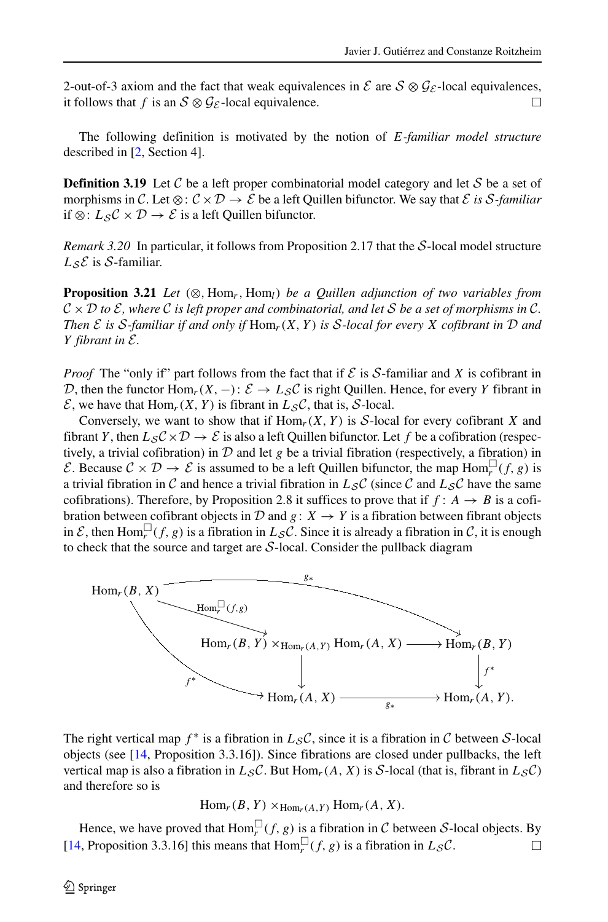2-out-of-3 axiom and the fact that weak equivalences in $\mathcal{E}$ are $\mathcal{S} \otimes \mathcal{G}_{\mathcal{E}}$-local equivalences, it follows that $f$ is an $\mathcal{S} \otimes \mathcal{G}_{\mathcal{E}}$-local equivalence. □

The following definition is motivated by the notion of *E-familiar model structure* described in [2, Section 4].

**Definition 3.19** Let $\mathcal{C}$ be a left proper combinatorial model category and let $\mathcal{S}$ be a set of morphisms in $\mathcal{C}$. Let $\otimes\colon \mathcal{C} \times \mathcal{D} \to \mathcal{E}$ be a left Quillen bifunctor. We say that $\mathcal{E}$ *is $\mathcal{S}$-familiar* if $\otimes\colon L_{\mathcal{S}}\mathcal{C} \times \mathcal{D} \to \mathcal{E}$ is a left Quillen bifunctor.

*Remark 3.20* In particular, it follows from Proposition 2.17 that the $\mathcal{S}$-local model structure $L_{\mathcal{S}}\mathcal{E}$ is $\mathcal{S}$-familiar.

**Proposition 3.21** *Let $(\otimes, \mathrm{Hom}_r, \mathrm{Hom}_l)$ be a Quillen adjunction of two variables from $\mathcal{C} \times \mathcal{D}$ to $\mathcal{E}$, where $\mathcal{C}$ is left proper and combinatorial, and let $\mathcal{S}$ be a set of morphisms in $\mathcal{C}$. Then $\mathcal{E}$ is $\mathcal{S}$-familiar if and only if $\mathrm{Hom}_r(X, Y)$ is $\mathcal{S}$-local for every $X$ cofibrant in $\mathcal{D}$ and $Y$ fibrant in $\mathcal{E}$.*

*Proof* The "only if" part follows from the fact that if $\mathcal{E}$ is $\mathcal{S}$-familiar and $X$ is cofibrant in $\mathcal{D}$, then the functor $\mathrm{Hom}_r(X, -)\colon \mathcal{E} \to L_{\mathcal{S}}\mathcal{C}$ is right Quillen. Hence, for every $Y$ fibrant in $\mathcal{E}$, we have that $\mathrm{Hom}_r(X, Y)$ is fibrant in $L_{\mathcal{S}}\mathcal{C}$, that is, $\mathcal{S}$-local.

Conversely, we want to show that if $\mathrm{Hom}_r(X, Y)$ is $\mathcal{S}$-local for every cofibrant $X$ and fibrant $Y$, then $L_{\mathcal{S}}\mathcal{C} \times \mathcal{D} \to \mathcal{E}$ is also a left Quillen bifunctor. Let $f$ be a cofibration (respectively, a trivial cofibration) in $\mathcal{D}$ and let $g$ be a trivial fibration (respectively, a fibration) in $\mathcal{E}$. Because $\mathcal{C} \times \mathcal{D} \to \mathcal{E}$ is assumed to be a left Quillen bifunctor, the map $\mathrm{Hom}_r^{\square}(f, g)$ is a trivial fibration in $\mathcal{C}$ and hence a trivial fibration in $L_{\mathcal{S}}\mathcal{C}$ (since $\mathcal{C}$ and $L_{\mathcal{S}}\mathcal{C}$ have the same cofibrations). Therefore, by Proposition 2.8 it suffices to prove that if $f\colon A \to B$ is a cofibration between cofibrant objects in $\mathcal{D}$ and $g\colon X \to Y$ is a fibration between fibrant objects in $\mathcal{E}$, then $\mathrm{Hom}_r^{\square}(f, g)$ is a fibration in $L_{\mathcal{S}}\mathcal{C}$. Since it is already a fibration in $\mathcal{C}$, it is enough to check that the source and target are $\mathcal{S}$-local. Consider the pullback diagram

$$
\begin{array}{ccccc}
\mathrm{Hom}_r(B,X) & \xrightarrow{\mathrm{Hom}_r^{\square}(f,g)} & \mathrm{Hom}_r(B,Y) \times_{\mathrm{Hom}_r(A,Y)} \mathrm{Hom}_r(A,X) & \longrightarrow & \mathrm{Hom}_r(B,Y) \\
 & & \downarrow & & \downarrow f^* \\
 & & \mathrm{Hom}_r(A,X) & \xrightarrow{g_*} & \mathrm{Hom}_r(A,Y).
\end{array}
$$

(with $g_*\colon \mathrm{Hom}_r(B,X) \to \mathrm{Hom}_r(B,Y)$ and $f^*\colon \mathrm{Hom}_r(B,X) \to \mathrm{Hom}_r(A,X)$.)

The right vertical map $f^*$ is a fibration in $L_{\mathcal{S}}\mathcal{C}$, since it is a fibration in $\mathcal{C}$ between $\mathcal{S}$-local objects (see [14, Proposition 3.3.16]). Since fibrations are closed under pullbacks, the left vertical map is also a fibration in $L_{\mathcal{S}}\mathcal{C}$. But $\mathrm{Hom}_r(A, X)$ is $\mathcal{S}$-local (that is, fibrant in $L_{\mathcal{S}}\mathcal{C}$) and therefore so is

$$\mathrm{Hom}_r(B, Y) \times_{\mathrm{Hom}_r(A,Y)} \mathrm{Hom}_r(A, X).$$

Hence, we have proved that $\mathrm{Hom}_r^{\square}(f, g)$ is a fibration in $\mathcal{C}$ between $\mathcal{S}$-local objects. By [14, Proposition 3.3.16] this means that $\mathrm{Hom}_r^{\square}(f, g)$ is a fibration in $L_{\mathcal{S}}\mathcal{C}$. □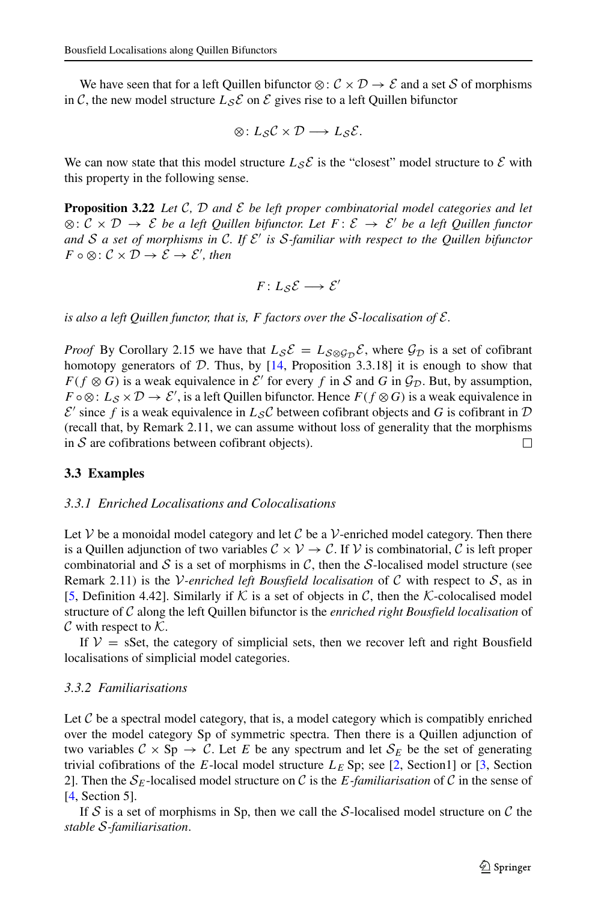We have seen that for a left Quillen bifunctor $\otimes\colon \mathcal{C} \times \mathcal{D} \to \mathcal{E}$ and a set $\mathcal{S}$ of morphisms in $\mathcal{C}$, the new model structure $L_{\mathcal{S}}\mathcal{E}$ on $\mathcal{E}$ gives rise to a left Quillen bifunctor

$$\otimes\colon L_{\mathcal{S}}\mathcal{C} \times \mathcal{D} \longrightarrow L_{\mathcal{S}}\mathcal{E}.$$

We can now state that this model structure $L_{\mathcal{S}}\mathcal{E}$ is the "closest" model structure to $\mathcal{E}$ with this property in the following sense.

**Proposition 3.22** *Let $\mathcal{C}$, $\mathcal{D}$ and $\mathcal{E}$ be left proper combinatorial model categories and let $\otimes\colon \mathcal{C} \times \mathcal{D} \to \mathcal{E}$ be a left Quillen bifunctor. Let $F\colon \mathcal{E} \to \mathcal{E}'$ be a left Quillen functor and $\mathcal{S}$ a set of morphisms in $\mathcal{C}$. If $\mathcal{E}'$ is $\mathcal{S}$-familiar with respect to the Quillen bifunctor $F \circ \otimes\colon \mathcal{C} \times \mathcal{D} \to \mathcal{E} \to \mathcal{E}'$, then*

$$F\colon L_{\mathcal{S}}\mathcal{E} \longrightarrow \mathcal{E}'$$

*is also a left Quillen functor, that is, $F$ factors over the $\mathcal{S}$-localisation of $\mathcal{E}$.*

*Proof* By Corollary 2.15 we have that $L_{\mathcal{S}}\mathcal{E} = L_{\mathcal{S}\otimes\mathcal{G}_{\mathcal{D}}}\mathcal{E}$, where $\mathcal{G}_{\mathcal{D}}$ is a set of cofibrant homotopy generators of $\mathcal{D}$. Thus, by [14, Proposition 3.3.18] it is enough to show that $F(f \otimes G)$ is a weak equivalence in $\mathcal{E}'$ for every $f$ in $\mathcal{S}$ and $G$ in $\mathcal{G}_{\mathcal{D}}$. But, by assumption, $F \circ \otimes\colon L_{\mathcal{S}} \times \mathcal{D} \to \mathcal{E}'$, is a left Quillen bifunctor. Hence $F(f \otimes G)$ is a weak equivalence in $\mathcal{E}'$ since $f$ is a weak equivalence in $L_{\mathcal{S}}\mathcal{C}$ between cofibrant objects and $G$ is cofibrant in $\mathcal{D}$ (recall that, by Remark 2.11, we can assume without loss of generality that the morphisms in $\mathcal{S}$ are cofibrations between cofibrant objects). □

### 3.3 Examples

#### *3.3.1 Enriched Localisations and Colocalisations*

Let $\mathcal{V}$ be a monoidal model category and let $\mathcal{C}$ be a $\mathcal{V}$-enriched model category. Then there is a Quillen adjunction of two variables $\mathcal{C} \times \mathcal{V} \to \mathcal{C}$. If $\mathcal{V}$ is combinatorial, $\mathcal{C}$ is left proper combinatorial and $\mathcal{S}$ is a set of morphisms in $\mathcal{C}$, then the $\mathcal{S}$-localised model structure (see Remark 2.11) is the *$\mathcal{V}$-enriched left Bousfield localisation* of $\mathcal{C}$ with respect to $\mathcal{S}$, as in [5, Definition 4.42]. Similarly if $\mathcal{K}$ is a set of objects in $\mathcal{C}$, then the $\mathcal{K}$-colocalised model structure of $\mathcal{C}$ along the left Quillen bifunctor is the *enriched right Bousfield localisation* of $\mathcal{C}$ with respect to $\mathcal{K}$.

If $\mathcal{V} = \mathrm{sSet}$, the category of simplicial sets, then we recover left and right Bousfield localisations of simplicial model categories.

#### *3.3.2 Familiarisations*

Let $\mathcal{C}$ be a spectral model category, that is, a model category which is compatibly enriched over the model category Sp of symmetric spectra. Then there is a Quillen adjunction of two variables $\mathcal{C} \times \mathrm{Sp} \to \mathcal{C}$. Let $E$ be any spectrum and let $\mathcal{S}_E$ be the set of generating trivial cofibrations of the $E$-local model structure $L_E\,\mathrm{Sp}$; see [2, Section1] or [3, Section 2]. Then the $\mathcal{S}_E$-localised model structure on $\mathcal{C}$ is the *$E$-familiarisation* of $\mathcal{C}$ in the sense of [4, Section 5].

If $\mathcal{S}$ is a set of morphisms in Sp, then we call the $\mathcal{S}$-localised model structure on $\mathcal{C}$ the *stable $\mathcal{S}$-familiarisation*.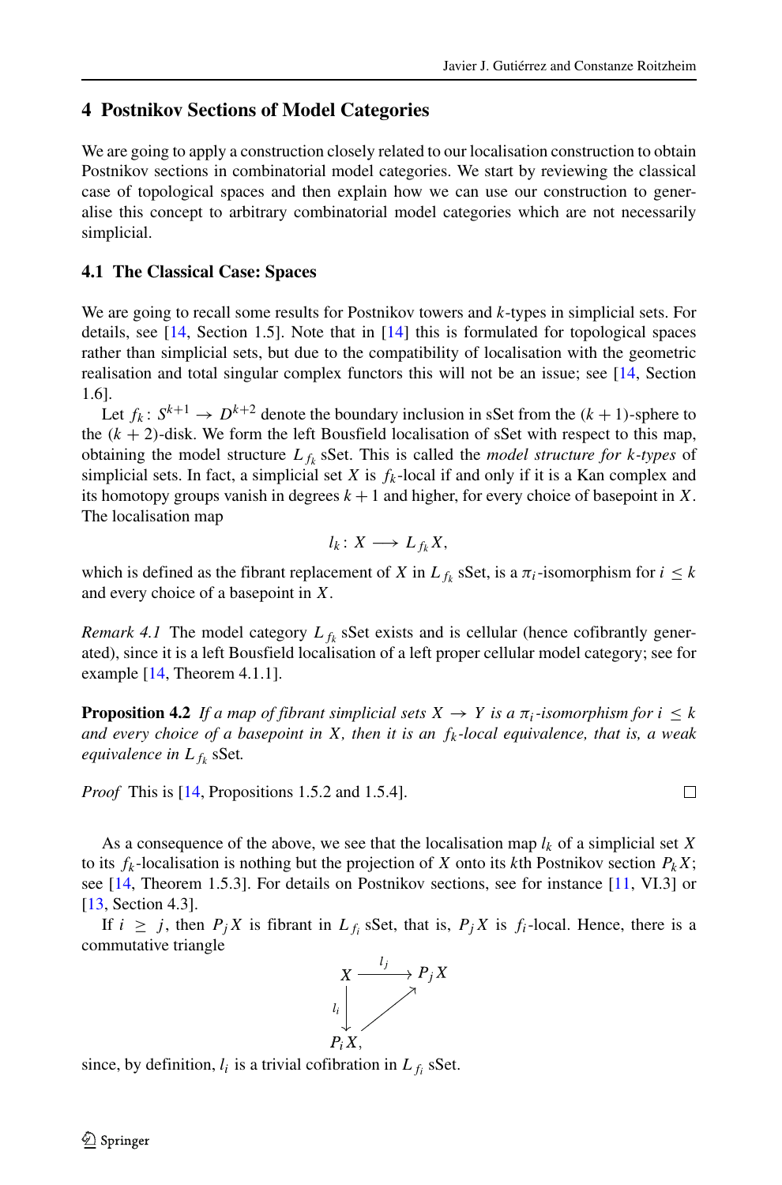## 4 Postnikov Sections of Model Categories

We are going to apply a construction closely related to our localisation construction to obtain Postnikov sections in combinatorial model categories. We start by reviewing the classical case of topological spaces and then explain how we can use our construction to generalise this concept to arbitrary combinatorial model categories which are not necessarily simplicial.

### 4.1 The Classical Case: Spaces

We are going to recall some results for Postnikov towers and $k$-types in simplicial sets. For details, see [14, Section 1.5]. Note that in [14] this is formulated for topological spaces rather than simplicial sets, but due to the compatibility of localisation with the geometric realisation and total singular complex functors this will not be an issue; see [14, Section 1.6].

Let $f_k\colon S^{k+1} \to D^{k+2}$ denote the boundary inclusion in sSet from the $(k+1)$-sphere to the $(k+2)$-disk. We form the left Bousfield localisation of sSet with respect to this map, obtaining the model structure $L_{f_k}$ sSet. This is called the *model structure for $k$-types* of simplicial sets. In fact, a simplicial set $X$ is $f_k$-local if and only if it is a Kan complex and its homotopy groups vanish in degrees $k+1$ and higher, for every choice of basepoint in $X$. The localisation map

$$l_k\colon X \longrightarrow L_{f_k} X,$$

which is defined as the fibrant replacement of $X$ in $L_{f_k}$ sSet, is a $\pi_i$-isomorphism for $i \leq k$ and every choice of a basepoint in $X$.

*Remark 4.1* The model category $L_{f_k}$ sSet exists and is cellular (hence cofibrantly generated), since it is a left Bousfield localisation of a left proper cellular model category; see for example [14, Theorem 4.1.1].

**Proposition 4.2** *If a map of fibrant simplicial sets $X \to Y$ is a $\pi_i$-isomorphism for $i \leq k$ and every choice of a basepoint in $X$, then it is an $f_k$-local equivalence, that is, a weak equivalence in $L_{f_k}$ sSet.*

*Proof* This is [14, Propositions 1.5.2 and 1.5.4]. □

As a consequence of the above, we see that the localisation map $l_k$ of a simplicial set $X$ to its $f_k$-localisation is nothing but the projection of $X$ onto its $k$th Postnikov section $P_k X$; see [14, Theorem 1.5.3]. For details on Postnikov sections, see for instance [11, VI.3] or [13, Section 4.3].

If $i \geq j$, then $P_j X$ is fibrant in $L_{f_i}$ sSet, that is, $P_j X$ is $f_i$-local. Hence, there is a commutative triangle

$$\begin{array}{ccc} X & \xrightarrow{\;l_j\;} & P_j X \\ {\scriptstyle l_i}\downarrow & \nearrow & \\ P_i X, & & \end{array}$$

since, by definition, $l_i$ is a trivial cofibration in $L_{f_i}$ sSet.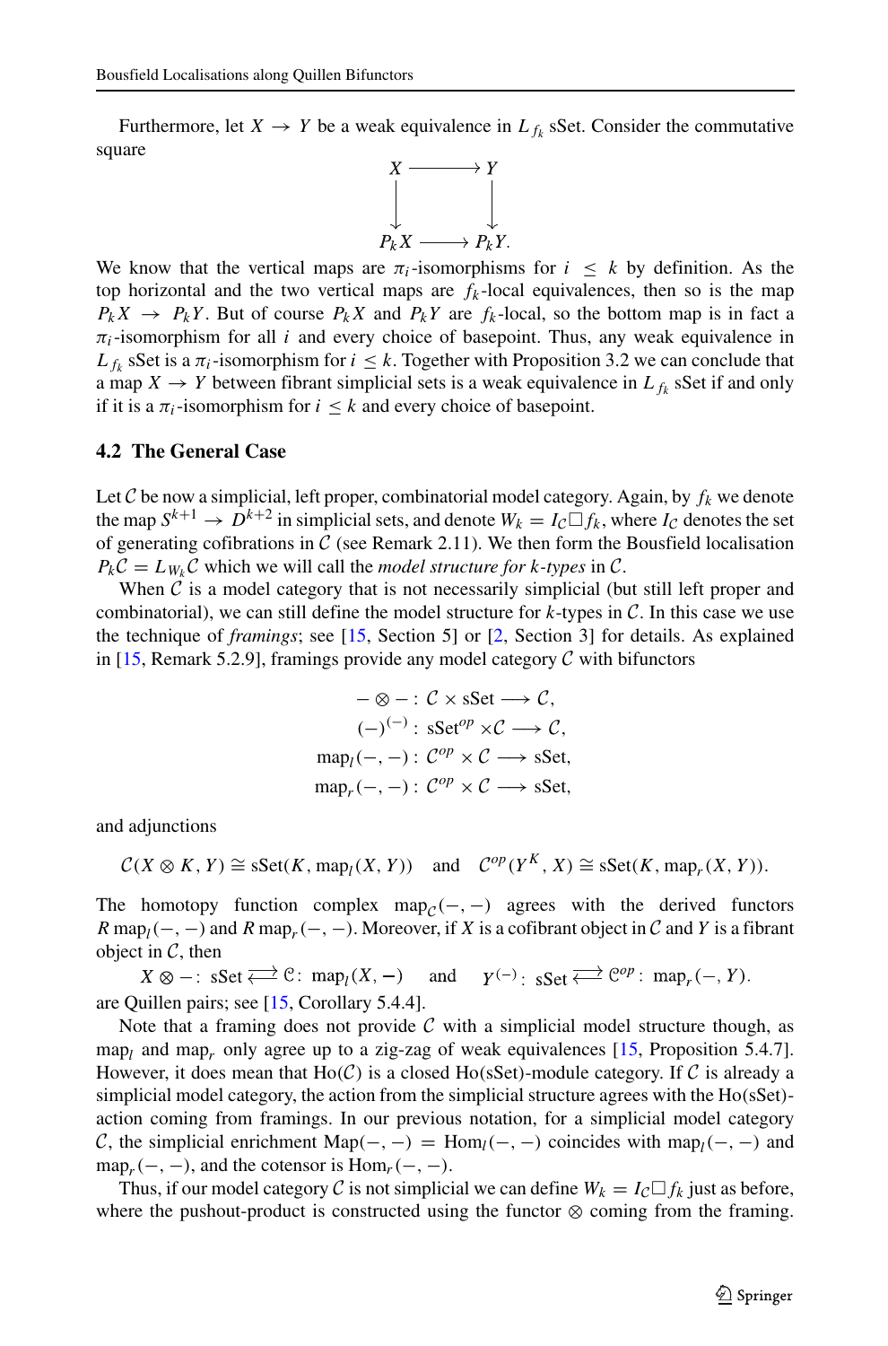Furthermore, let $X \to Y$ be a weak equivalence in $L_{f_k}$ sSet. Consider the commutative square

$$\begin{array}{ccc} X & \longrightarrow & Y \\ \downarrow & & \downarrow \\ P_k X & \longrightarrow & P_k Y. \end{array}$$

We know that the vertical maps are $\pi_i$-isomorphisms for $i \leq k$ by definition. As the top horizontal and the two vertical maps are $f_k$-local equivalences, then so is the map $P_k X \to P_k Y$. But of course $P_k X$ and $P_k Y$ are $f_k$-local, so the bottom map is in fact a $\pi_i$-isomorphism for all $i$ and every choice of basepoint. Thus, any weak equivalence in $L_{f_k}$ sSet is a $\pi_i$-isomorphism for $i \leq k$. Together with Proposition 3.2 we can conclude that a map $X \to Y$ between fibrant simplicial sets is a weak equivalence in $L_{f_k}$ sSet if and only if it is a $\pi_i$-isomorphism for $i \leq k$ and every choice of basepoint.

### 4.2 The General Case

Let $\mathcal{C}$ be now a simplicial, left proper, combinatorial model category. Again, by $f_k$ we denote the map $S^{k+1} \to D^{k+2}$ in simplicial sets, and denote $W_k = I_{\mathcal{C}} \square f_k$, where $I_{\mathcal{C}}$ denotes the set of generating cofibrations in $\mathcal{C}$ (see Remark 2.11). We then form the Bousfield localisation $P_k \mathcal{C} = L_{W_k} \mathcal{C}$ which we will call the *model structure for k-types* in $\mathcal{C}$.

When $\mathcal{C}$ is a model category that is not necessarily simplicial (but still left proper and combinatorial), we can still define the model structure for $k$-types in $\mathcal{C}$. In this case we use the technique of *framings*; see [15, Section 5] or [2, Section 3] for details. As explained in [15, Remark 5.2.9], framings provide any model category $\mathcal{C}$ with bifunctors

$$\begin{aligned} - \otimes - &: \mathcal{C} \times \text{sSet} \longrightarrow \mathcal{C}, \\ (-)^{(-)} &: \text{sSet}^{op} \times \mathcal{C} \longrightarrow \mathcal{C}, \\ \text{map}_l(-,-) &: \mathcal{C}^{op} \times \mathcal{C} \longrightarrow \text{sSet}, \\ \text{map}_r(-,-) &: \mathcal{C}^{op} \times \mathcal{C} \longrightarrow \text{sSet}, \end{aligned}$$

and adjunctions

$$\mathcal{C}(X \otimes K, Y) \cong \text{sSet}(K, \text{map}_l(X, Y)) \quad \text{and} \quad \mathcal{C}^{op}(Y^K, X) \cong \text{sSet}(K, \text{map}_r(X, Y)).$$

The homotopy function complex $\text{map}_{\mathcal{C}}(-,-)$ agrees with the derived functors $R\,\text{map}_l(-,-)$ and $R\,\text{map}_r(-,-)$. Moreover, if $X$ is a cofibrant object in $\mathcal{C}$ and $Y$ is a fibrant object in $\mathcal{C}$, then

$$X \otimes - : \text{sSet} \rightleftarrows \mathcal{C} : \text{map}_l(X, -) \quad \text{and} \quad Y^{(-)} : \text{sSet} \rightleftarrows \mathcal{C}^{op} : \text{map}_r(-, Y).$$

are Quillen pairs; see [15, Corollary 5.4.4].

Note that a framing does not provide $\mathcal{C}$ with a simplicial model structure though, as $\text{map}_l$ and $\text{map}_r$ only agree up to a zig-zag of weak equivalences [15, Proposition 5.4.7]. However, it does mean that $\text{Ho}(\mathcal{C})$ is a closed $\text{Ho(sSet)}$-module category. If $\mathcal{C}$ is already a simplicial model category, the action from the simplicial structure agrees with the $\text{Ho(sSet)}$-action coming from framings. In our previous notation, for a simplicial model category $\mathcal{C}$, the simplicial enrichment $\text{Map}(-,-) = \text{Hom}_l(-,-)$ coincides with $\text{map}_l(-,-)$ and $\text{map}_r(-,-)$, and the cotensor is $\text{Hom}_r(-,-)$.

Thus, if our model category $\mathcal{C}$ is not simplicial we can define $W_k = I_{\mathcal{C}} \square f_k$ just as before, where the pushout-product is constructed using the functor $\otimes$ coming from the framing.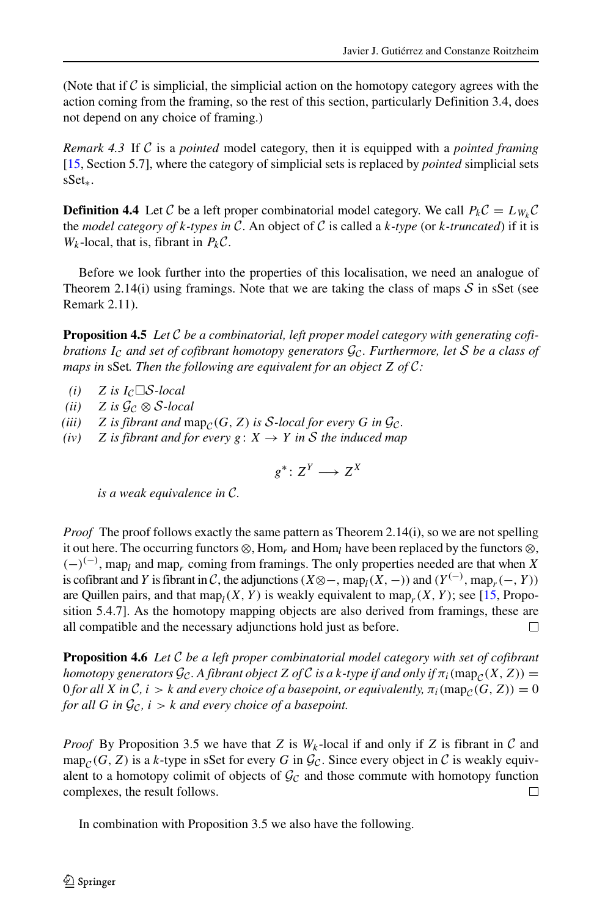(Note that if $\mathcal{C}$ is simplicial, the simplicial action on the homotopy category agrees with the action coming from the framing, so the rest of this section, particularly Definition 3.4, does not depend on any choice of framing.)

*Remark 4.3* If $\mathcal{C}$ is a *pointed* model category, then it is equipped with a *pointed framing* [15, Section 5.7], where the category of simplicial sets is replaced by *pointed* simplicial sets $\mathrm{sSet}_*$.

**Definition 4.4** Let $\mathcal{C}$ be a left proper combinatorial model category. We call $P_k\mathcal{C} = L_{W_k}\mathcal{C}$ the *model category of $k$-types in $\mathcal{C}$*. An object of $\mathcal{C}$ is called a *$k$-type* (or *$k$-truncated*) if it is $W_k$-local, that is, fibrant in $P_k\mathcal{C}$.

Before we look further into the properties of this localisation, we need an analogue of Theorem 2.14(i) using framings. Note that we are taking the class of maps $\mathcal{S}$ in sSet (see Remark 2.11).

**Proposition 4.5** *Let $\mathcal{C}$ be a combinatorial, left proper model category with generating cofibrations $I_{\mathcal{C}}$ and set of cofibrant homotopy generators $\mathcal{G}_{\mathcal{C}}$. Furthermore, let $\mathcal{S}$ be a class of maps in* sSet*. Then the following are equivalent for an object $Z$ of $\mathcal{C}$:*

- *(i) $Z$ is $I_{\mathcal{C}}\square\mathcal{S}$-local*
- *(ii) $Z$ is $\mathcal{G}_{\mathcal{C}} \otimes \mathcal{S}$-local*
- *(iii) $Z$ is fibrant and $\mathrm{map}_{\mathcal{C}}(G, Z)$ is $\mathcal{S}$-local for every $G$ in $\mathcal{G}_{\mathcal{C}}$.*
- *(iv) $Z$ is fibrant and for every $g\colon X \to Y$ in $\mathcal{S}$ the induced map*

$$g^*\colon Z^Y \longrightarrow Z^X$$

*is a weak equivalence in $\mathcal{C}$.*

*Proof* The proof follows exactly the same pattern as Theorem 2.14(i), so we are not spelling it out here. The occurring functors $\otimes$, $\mathrm{Hom}_r$ and $\mathrm{Hom}_l$ have been replaced by the functors $\otimes$, $(-)^{(-)}$, $\mathrm{map}_l$ and $\mathrm{map}_r$ coming from framings. The only properties needed are that when $X$ is cofibrant and $Y$ is fibrant in $\mathcal{C}$, the adjunctions $(X\otimes-, \mathrm{map}_l(X, -))$ and $(Y^{(-)}, \mathrm{map}_r(-, Y))$ are Quillen pairs, and that $\mathrm{map}_l(X, Y)$ is weakly equivalent to $\mathrm{map}_r(X, Y)$; see [15, Proposition 5.4.7]. As the homotopy mapping objects are also derived from framings, these are all compatible and the necessary adjunctions hold just as before. $\square$

**Proposition 4.6** *Let $\mathcal{C}$ be a left proper combinatorial model category with set of cofibrant homotopy generators $\mathcal{G}_{\mathcal{C}}$. A fibrant object $Z$ of $\mathcal{C}$ is a $k$-type if and only if $\pi_i(\mathrm{map}_{\mathcal{C}}(X, Z)) = 0$ for all $X$ in $\mathcal{C}$, $i > k$ and every choice of a basepoint, or equivalently, $\pi_i(\mathrm{map}_{\mathcal{C}}(G, Z)) = 0$ for all $G$ in $\mathcal{G}_{\mathcal{C}}$, $i > k$ and every choice of a basepoint.*

*Proof* By Proposition 3.5 we have that $Z$ is $W_k$-local if and only if $Z$ is fibrant in $\mathcal{C}$ and $\mathrm{map}_{\mathcal{C}}(G, Z)$ is a $k$-type in sSet for every $G$ in $\mathcal{G}_{\mathcal{C}}$. Since every object in $\mathcal{C}$ is weakly equivalent to a homotopy colimit of objects of $\mathcal{G}_{\mathcal{C}}$ and those commute with homotopy function complexes, the result follows. $\square$

In combination with Proposition 3.5 we also have the following.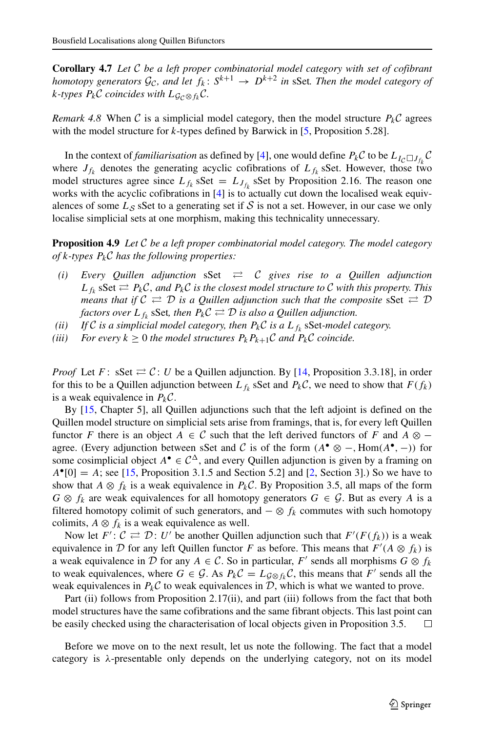**Corollary 4.7** *Let $\mathcal{C}$ be a left proper combinatorial model category with set of cofibrant homotopy generators $\mathcal{G}_{\mathcal{C}}$, and let $f_k\colon S^{k+1} \to D^{k+2}$ in* sSet*. Then the model category of $k$-types $P_k\mathcal{C}$ coincides with $L_{\mathcal{G}_{\mathcal{C}} \otimes f_k}\mathcal{C}$.*

*Remark 4.8* When $\mathcal{C}$ is a simplicial model category, then the model structure $P_k\mathcal{C}$ agrees with the model structure for $k$-types defined by Barwick in [5, Proposition 5.28].

In the context of *familiarisation* as defined by [4], one would define $P_k\mathcal{C}$ to be $L_{I_{\mathcal{C}} \square J_{f_k}}\mathcal{C}$ where $J_{f_k}$ denotes the generating acyclic cofibrations of $L_{f_k}$ sSet. However, those two model structures agree since $L_{f_k}$ sSet $= L_{J_{f_k}}$ sSet by Proposition 2.16. The reason one works with the acyclic cofibrations in [4] is to actually cut down the localised weak equivalences of some $L_{\mathcal{S}}$ sSet to a generating set if $\mathcal{S}$ is not a set. However, in our case we only localise simplicial sets at one morphism, making this technicality unnecessary.

**Proposition 4.9** *Let $\mathcal{C}$ be a left proper combinatorial model category. The model category of $k$-types $P_k\mathcal{C}$ has the following properties:*

- *(i) Every Quillen adjunction* sSet $\rightleftarrows \mathcal{C}$ *gives rise to a Quillen adjunction $L_{f_k}$* sSet $\rightleftarrows P_k\mathcal{C}$*, and $P_k\mathcal{C}$ is the closest model structure to $\mathcal{C}$ with this property. This means that if $\mathcal{C} \rightleftarrows \mathcal{D}$ is a Quillen adjunction such that the composite* sSet $\rightleftarrows \mathcal{D}$ *factors over $L_{f_k}$* sSet*, then $P_k\mathcal{C} \rightleftarrows \mathcal{D}$ is also a Quillen adjunction.*
- *(ii) If $\mathcal{C}$ is a simplicial model category, then $P_k\mathcal{C}$ is a $L_{f_k}$* sSet*-model category.*
- *(iii) For every $k \geq 0$ the model structures $P_kP_{k+1}\mathcal{C}$ and $P_k\mathcal{C}$ coincide.*

*Proof* Let $F\colon$ sSet $\rightleftarrows \mathcal{C}\colon U$ be a Quillen adjunction. By [14, Proposition 3.3.18], in order for this to be a Quillen adjunction between $L_{f_k}$ sSet and $P_k\mathcal{C}$, we need to show that $F(f_k)$ is a weak equivalence in $P_k\mathcal{C}$.

By [15, Chapter 5], all Quillen adjunctions such that the left adjoint is defined on the Quillen model structure on simplicial sets arise from framings, that is, for every left Quillen functor $F$ there is an object $A \in \mathcal{C}$ such that the left derived functors of $F$ and $A \otimes -$ agree. (Every adjunction between sSet and $\mathcal{C}$ is of the form $(A^\bullet \otimes -, \mathrm{Hom}(A^\bullet, -))$ for some cosimplicial object $A^\bullet \in \mathcal{C}^\Delta$, and every Quillen adjunction is given by a framing on $A^\bullet[0] = A$; see [15, Proposition 3.1.5 and Section 5.2] and [2, Section 3].) So we have to show that $A \otimes f_k$ is a weak equivalence in $P_k\mathcal{C}$. By Proposition 3.5, all maps of the form $G \otimes f_k$ are weak equivalences for all homotopy generators $G \in \mathcal{G}$. But as every $A$ is a filtered homotopy colimit of such generators, and $- \otimes f_k$ commutes with such homotopy colimits, $A \otimes f_k$ is a weak equivalence as well.

Now let $F'\colon \mathcal{C} \rightleftarrows \mathcal{D}\colon U'$ be another Quillen adjunction such that $F'(F(f_k))$ is a weak equivalence in $\mathcal{D}$ for any left Quillen functor $F$ as before. This means that $F'(A \otimes f_k)$ is a weak equivalence in $\mathcal{D}$ for any $A \in \mathcal{C}$. So in particular, $F'$ sends all morphisms $G \otimes f_k$ to weak equivalences, where $G \in \mathcal{G}$. As $P_k\mathcal{C} = L_{\mathcal{G} \otimes f_k}\mathcal{C}$, this means that $F'$ sends all the weak equivalences in $P_k\mathcal{C}$ to weak equivalences in $\mathcal{D}$, which is what we wanted to prove.

Part (ii) follows from Proposition 2.17(ii), and part (iii) follows from the fact that both model structures have the same cofibrations and the same fibrant objects. This last point can be easily checked using the characterisation of local objects given in Proposition 3.5. □

Before we move on to the next result, let us note the following. The fact that a model category is $\lambda$-presentable only depends on the underlying category, not on its model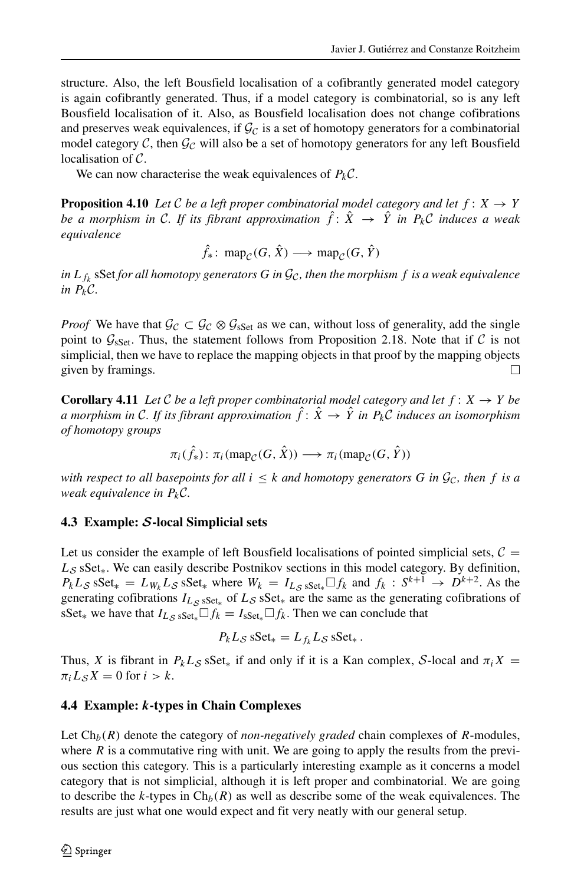structure. Also, the left Bousfield localisation of a cofibrantly generated model category is again cofibrantly generated. Thus, if a model category is combinatorial, so is any left Bousfield localisation of it. Also, as Bousfield localisation does not change cofibrations and preserves weak equivalences, if $\mathcal{G}_\mathcal{C}$ is a set of homotopy generators for a combinatorial model category $\mathcal{C}$, then $\mathcal{G}_\mathcal{C}$ will also be a set of homotopy generators for any left Bousfield localisation of $\mathcal{C}$.

We can now characterise the weak equivalences of $P_k\mathcal{C}$.

**Proposition 4.10** *Let $\mathcal{C}$ be a left proper combinatorial model category and let $f\colon X \to Y$ be a morphism in $\mathcal{C}$. If its fibrant approximation $\hat{f}\colon \hat{X} \to \hat{Y}$ in $P_k\mathcal{C}$ induces a weak equivalence*

$$\hat{f}_*\colon \operatorname{map}_\mathcal{C}(G, \hat{X}) \longrightarrow \operatorname{map}_\mathcal{C}(G, \hat{Y})$$

*in $L_{f_k}\,\mathrm{sSet}$ for all homotopy generators $G$ in $\mathcal{G}_\mathcal{C}$, then the morphism $f$ is a weak equivalence in $P_k\mathcal{C}$.*

*Proof* We have that $\mathcal{G}_\mathcal{C} \subset \mathcal{G}_\mathcal{C} \otimes \mathcal{G}_{\mathrm{sSet}}$ as we can, without loss of generality, add the single point to $\mathcal{G}_{\mathrm{sSet}}$. Thus, the statement follows from Proposition 2.18. Note that if $\mathcal{C}$ is not simplicial, then we have to replace the mapping objects in that proof by the mapping objects given by framings. □

**Corollary 4.11** *Let $\mathcal{C}$ be a left proper combinatorial model category and let $f\colon X \to Y$ be a morphism in $\mathcal{C}$. If its fibrant approximation $\hat{f}\colon \hat{X} \to \hat{Y}$ in $P_k\mathcal{C}$ induces an isomorphism of homotopy groups*

$$\pi_i(\hat{f}_*)\colon \pi_i(\operatorname{map}_\mathcal{C}(G, \hat{X})) \longrightarrow \pi_i(\operatorname{map}_\mathcal{C}(G, \hat{Y}))$$

*with respect to all basepoints for all $i \le k$ and homotopy generators $G$ in $\mathcal{G}_\mathcal{C}$, then $f$ is a weak equivalence in $P_k\mathcal{C}$.*

### 4.3 Example: $\mathcal{S}$-local Simplicial sets

Let us consider the example of left Bousfield localisations of pointed simplicial sets, $\mathcal{C} = L_\mathcal{S}\,\mathrm{sSet}_*$. We can easily describe Postnikov sections in this model category. By definition, $P_kL_\mathcal{S}\,\mathrm{sSet}_* = L_{W_k}L_\mathcal{S}\,\mathrm{sSet}_*$ where $W_k = I_{L_\mathcal{S}\,\mathrm{sSet}_*}\square f_k$ and $f_k : S^{k+1} \to D^{k+2}$. As the generating cofibrations $I_{L_\mathcal{S}\,\mathrm{sSet}_*}$ of $L_\mathcal{S}\,\mathrm{sSet}_*$ are the same as the generating cofibrations of $\mathrm{sSet}_*$ we have that $I_{L_\mathcal{S}\,\mathrm{sSet}_*}\square f_k = I_{\mathrm{sSet}_*}\square f_k$. Then we can conclude that

$$P_kL_\mathcal{S}\,\mathrm{sSet}_* = L_{f_k}L_\mathcal{S}\,\mathrm{sSet}_*\,.$$

Thus, $X$ is fibrant in $P_kL_\mathcal{S}\,\mathrm{sSet}_*$ if and only if it is a Kan complex, $\mathcal{S}$-local and $\pi_iX = \pi_iL_\mathcal{S}X = 0$ for $i > k$.

### 4.4 Example: $k$-types in Chain Complexes

Let $\mathrm{Ch}_b(R)$ denote the category of *non-negatively graded* chain complexes of $R$-modules, where $R$ is a commutative ring with unit. We are going to apply the results from the previous section this category. This is a particularly interesting example as it concerns a model category that is not simplicial, although it is left proper and combinatorial. We are going to describe the $k$-types in $\mathrm{Ch}_b(R)$ as well as describe some of the weak equivalences. The results are just what one would expect and fit very neatly with our general setup.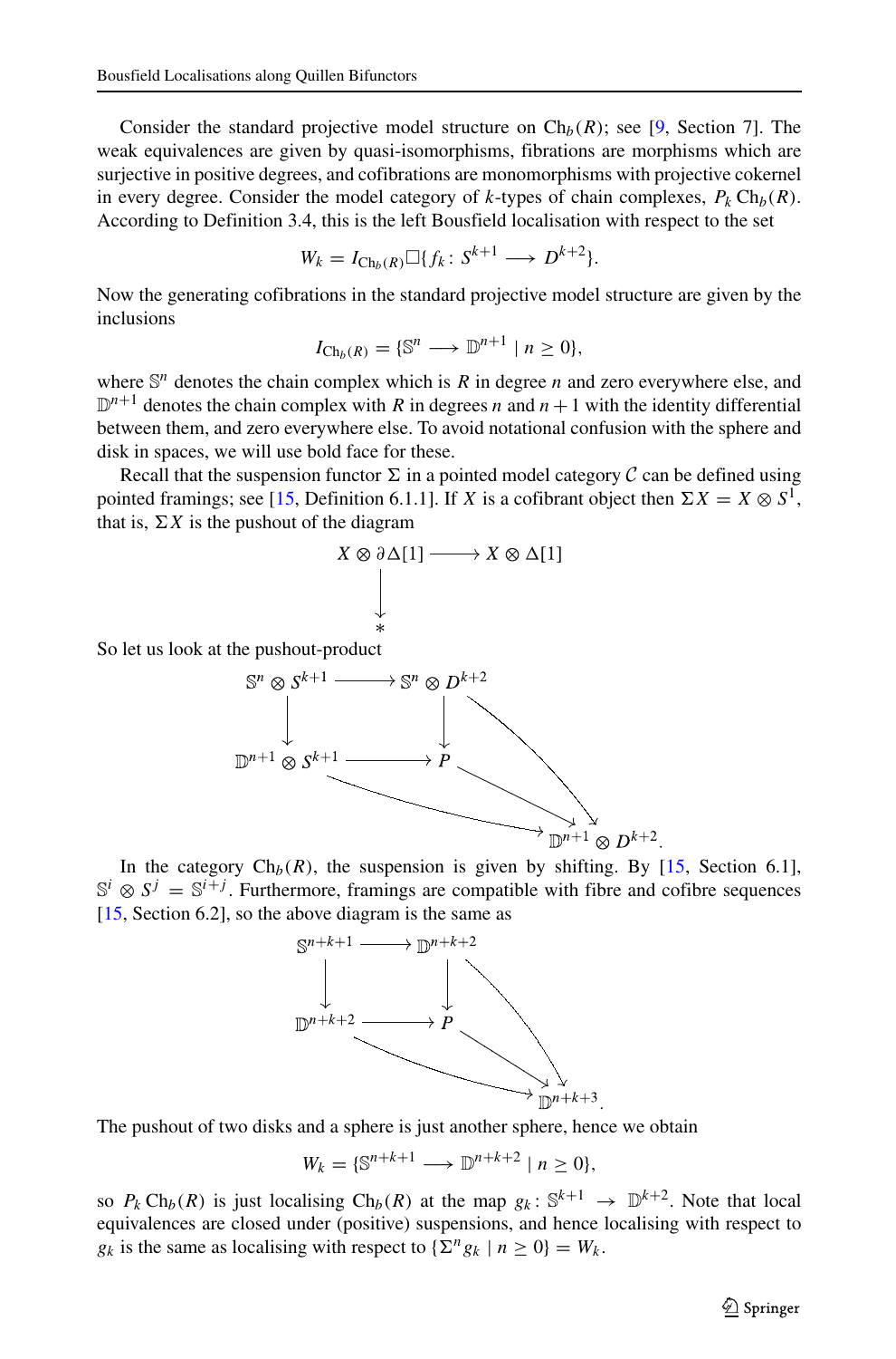Consider the standard projective model structure on $\mathrm{Ch}_b(R)$; see [9, Section 7]. The weak equivalences are given by quasi-isomorphisms, fibrations are morphisms which are surjective in positive degrees, and cofibrations are monomorphisms with projective cokernel in every degree. Consider the model category of $k$-types of chain complexes, $P_k\,\mathrm{Ch}_b(R)$. According to Definition 3.4, this is the left Bousfield localisation with respect to the set

$$W_k = I_{\mathrm{Ch}_b(R)} \square \{f_k \colon S^{k+1} \longrightarrow D^{k+2}\}.$$

Now the generating cofibrations in the standard projective model structure are given by the inclusions

$$I_{\mathrm{Ch}_b(R)} = \{\mathbb{S}^n \longrightarrow \mathbb{D}^{n+1} \mid n \geq 0\},$$

where $\mathbb{S}^n$ denotes the chain complex which is $R$ in degree $n$ and zero everywhere else, and $\mathbb{D}^{n+1}$ denotes the chain complex with $R$ in degrees $n$ and $n+1$ with the identity differential between them, and zero everywhere else. To avoid notational confusion with the sphere and disk in spaces, we will use bold face for these.

Recall that the suspension functor $\Sigma$ in a pointed model category $\mathcal{C}$ can be defined using pointed framings; see [15, Definition 6.1.1]. If $X$ is a cofibrant object then $\Sigma X = X \otimes S^1$, that is, $\Sigma X$ is the pushout of the diagram

$$\begin{array}{ccc} X \otimes \partial\Delta[1] & \longrightarrow & X \otimes \Delta[1] \\ \downarrow & & \\ * & & \end{array}$$

So let us look at the pushout-product

$$\begin{array}{ccccc} \mathbb{S}^n \otimes S^{k+1} & \longrightarrow & \mathbb{S}^n \otimes D^{k+2} & & \\ \downarrow & & \downarrow & \searrow & \\ \mathbb{D}^{n+1} \otimes S^{k+1} & \longrightarrow & P & \longrightarrow & \mathbb{D}^{n+1} \otimes D^{k+2}. \end{array}$$

In the category $\mathrm{Ch}_b(R)$, the suspension is given by shifting. By [15, Section 6.1], $\mathbb{S}^i \otimes S^j = \mathbb{S}^{i+j}$. Furthermore, framings are compatible with fibre and cofibre sequences [15, Section 6.2], so the above diagram is the same as

$$\begin{array}{ccccc} \mathbb{S}^{n+k+1} & \longrightarrow & \mathbb{D}^{n+k+2} & & \\ \downarrow & & \downarrow & \searrow & \\ \mathbb{D}^{n+k+2} & \longrightarrow & P & \longrightarrow & \mathbb{D}^{n+k+3}. \end{array}$$

The pushout of two disks and a sphere is just another sphere, hence we obtain

$$W_k = \{\mathbb{S}^{n+k+1} \longrightarrow \mathbb{D}^{n+k+2} \mid n \geq 0\},$$

so $P_k\,\mathrm{Ch}_b(R)$ is just localising $\mathrm{Ch}_b(R)$ at the map $g_k \colon \mathbb{S}^{k+1} \to \mathbb{D}^{k+2}$. Note that local equivalences are closed under (positive) suspensions, and hence localising with respect to $g_k$ is the same as localising with respect to $\{\Sigma^n g_k \mid n \geq 0\} = W_k$.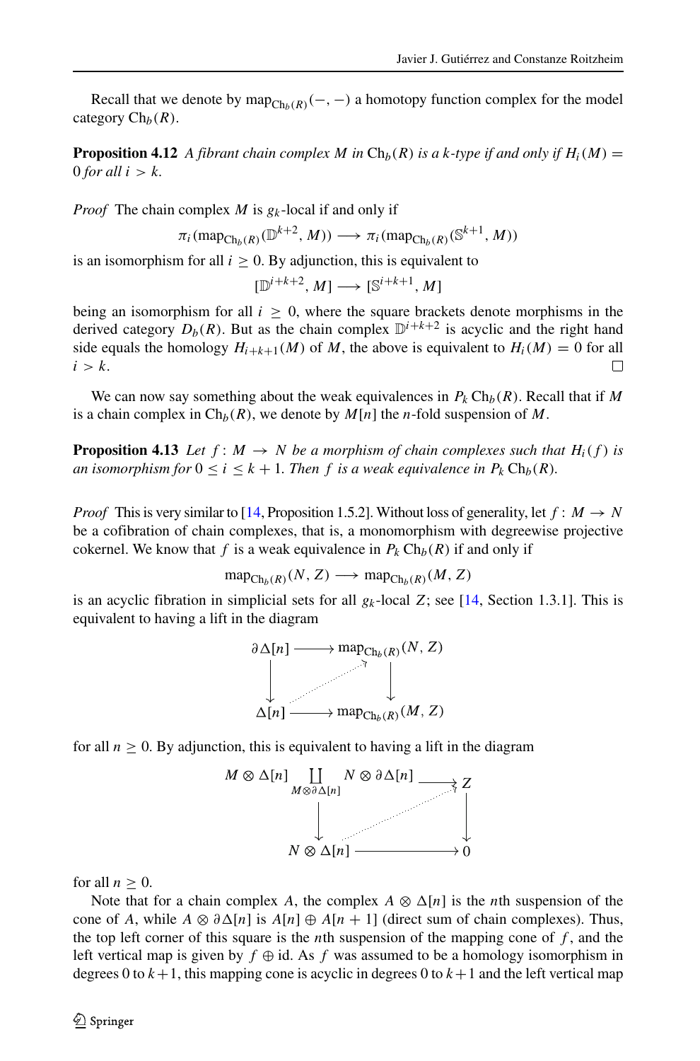Recall that we denote by $\mathrm{map}_{\mathrm{Ch}_b(R)}(-,-)$ a homotopy function complex for the model category $\mathrm{Ch}_b(R)$.

**Proposition 4.12** *A fibrant chain complex $M$ in $\mathrm{Ch}_b(R)$ is a $k$-type if and only if $H_i(M) = 0$ for all $i > k$.*

*Proof* The chain complex $M$ is $g_k$-local if and only if

$$\pi_i(\mathrm{map}_{\mathrm{Ch}_b(R)}(\mathbb{D}^{k+2}, M)) \longrightarrow \pi_i(\mathrm{map}_{\mathrm{Ch}_b(R)}(\mathbb{S}^{k+1}, M))$$

is an isomorphism for all $i \geq 0$. By adjunction, this is equivalent to

$$[\mathbb{D}^{i+k+2}, M] \longrightarrow [\mathbb{S}^{i+k+1}, M]$$

being an isomorphism for all $i \geq 0$, where the square brackets denote morphisms in the derived category $D_b(R)$. But as the chain complex $\mathbb{D}^{i+k+2}$ is acyclic and the right hand side equals the homology $H_{i+k+1}(M)$ of $M$, the above is equivalent to $H_i(M) = 0$ for all $i > k$. □

We can now say something about the weak equivalences in $P_k\,\mathrm{Ch}_b(R)$. Recall that if $M$ is a chain complex in $\mathrm{Ch}_b(R)$, we denote by $M[n]$ the $n$-fold suspension of $M$.

**Proposition 4.13** *Let $f\colon M \to N$ be a morphism of chain complexes such that $H_i(f)$ is an isomorphism for $0 \leq i \leq k+1$. Then $f$ is a weak equivalence in $P_k\,\mathrm{Ch}_b(R)$.*

*Proof* This is very similar to [14, Proposition 1.5.2]. Without loss of generality, let $f\colon M \to N$ be a cofibration of chain complexes, that is, a monomorphism with degreewise projective cokernel. We know that $f$ is a weak equivalence in $P_k\,\mathrm{Ch}_b(R)$ if and only if

$$\mathrm{map}_{\mathrm{Ch}_b(R)}(N, Z) \longrightarrow \mathrm{map}_{\mathrm{Ch}_b(R)}(M, Z)$$

is an acyclic fibration in simplicial sets for all $g_k$-local $Z$; see [14, Section 1.3.1]. This is equivalent to having a lift in the diagram

$$\begin{array}{ccc}
\partial\Delta[n] & \longrightarrow & \mathrm{map}_{\mathrm{Ch}_b(R)}(N, Z) \\
\downarrow & \nearrow & \downarrow \\
\Delta[n] & \longrightarrow & \mathrm{map}_{\mathrm{Ch}_b(R)}(M, Z)
\end{array}$$

for all $n \geq 0$. By adjunction, this is equivalent to having a lift in the diagram

$$\begin{array}{ccc}
M \otimes \Delta[n] \coprod_{M \otimes \partial\Delta[n]} N \otimes \partial\Delta[n] & \longrightarrow & Z \\
\downarrow & \nearrow & \downarrow \\
N \otimes \Delta[n] & \longrightarrow & 0
\end{array}$$

for all $n \geq 0$.

Note that for a chain complex $A$, the complex $A \otimes \Delta[n]$ is the $n$th suspension of the cone of $A$, while $A \otimes \partial\Delta[n]$ is $A[n] \oplus A[n+1]$ (direct sum of chain complexes). Thus, the top left corner of this square is the $n$th suspension of the mapping cone of $f$, and the left vertical map is given by $f \oplus \mathrm{id}$. As $f$ was assumed to be a homology isomorphism in degrees 0 to $k+1$, this mapping cone is acyclic in degrees 0 to $k+1$ and the left vertical map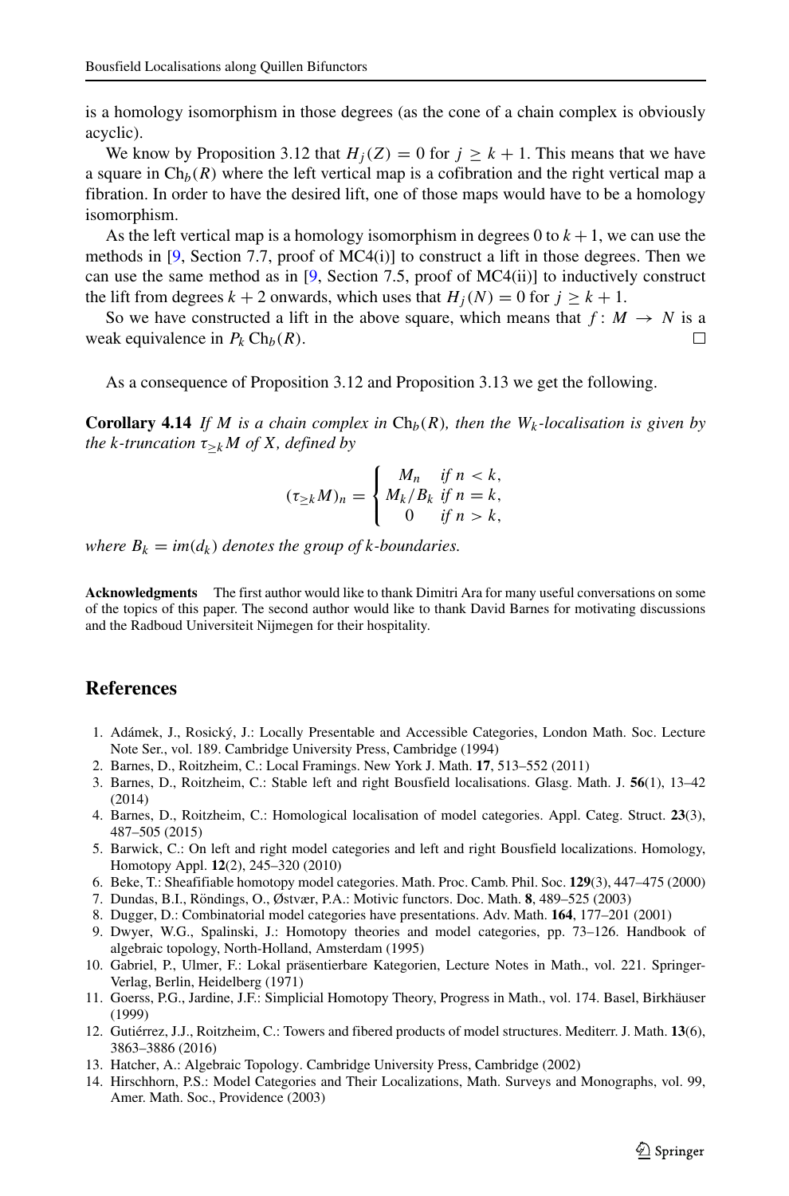is a homology isomorphism in those degrees (as the cone of a chain complex is obviously acyclic).

We know by Proposition 3.12 that $H_j(Z) = 0$ for $j \geq k+1$. This means that we have a square in $\mathrm{Ch}_b(R)$ where the left vertical map is a cofibration and the right vertical map a fibration. In order to have the desired lift, one of those maps would have to be a homology isomorphism.

As the left vertical map is a homology isomorphism in degrees 0 to $k+1$, we can use the methods in [9, Section 7.7, proof of MC4(i)] to construct a lift in those degrees. Then we can use the same method as in [9, Section 7.5, proof of MC4(ii)] to inductively construct the lift from degrees $k+2$ onwards, which uses that $H_j(N) = 0$ for $j \geq k+1$.

So we have constructed a lift in the above square, which means that $f\colon M \to N$ is a weak equivalence in $P_k\,\mathrm{Ch}_b(R)$. □

As a consequence of Proposition 3.12 and Proposition 3.13 we get the following.

**Corollary 4.14** *If $M$ is a chain complex in $\mathrm{Ch}_b(R)$, then the $W_k$-localisation is given by the $k$-truncation $\tau_{\geq k}M$ of $X$, defined by*

$$(\tau_{\geq k}M)_n = \begin{cases} M_n & \text{if } n < k, \\ M_k/B_k & \text{if } n = k, \\ 0 & \text{if } n > k, \end{cases}$$

*where $B_k = im(d_k)$ denotes the group of $k$-boundaries.*

**Acknowledgments** The first author would like to thank Dimitri Ara for many useful conversations on some of the topics of this paper. The second author would like to thank David Barnes for motivating discussions and the Radboud Universiteit Nijmegen for their hospitality.

## References

1. Adámek, J., Rosický, J.: Locally Presentable and Accessible Categories, London Math. Soc. Lecture Note Ser., vol. 189. Cambridge University Press, Cambridge (1994)
2. Barnes, D., Roitzheim, C.: Local Framings. New York J. Math. **17**, 513–552 (2011)
3. Barnes, D., Roitzheim, C.: Stable left and right Bousfield localisations. Glasg. Math. J. **56**(1), 13–42 (2014)
4. Barnes, D., Roitzheim, C.: Homological localisation of model categories. Appl. Categ. Struct. **23**(3), 487–505 (2015)
5. Barwick, C.: On left and right model categories and left and right Bousfield localizations. Homology, Homotopy Appl. **12**(2), 245–320 (2010)
6. Beke, T.: Sheafifiable homotopy model categories. Math. Proc. Camb. Phil. Soc. **129**(3), 447–475 (2000)
7. Dundas, B.I., Röndings, O., Østvær, P.A.: Motivic functors. Doc. Math. **8**, 489–525 (2003)
8. Dugger, D.: Combinatorial model categories have presentations. Adv. Math. **164**, 177–201 (2001)
9. Dwyer, W.G., Spalinski, J.: Homotopy theories and model categories, pp. 73–126. Handbook of algebraic topology, North-Holland, Amsterdam (1995)
10. Gabriel, P., Ulmer, F.: Lokal präsentierbare Kategorien, Lecture Notes in Math., vol. 221. Springer-Verlag, Berlin, Heidelberg (1971)
11. Goerss, P.G., Jardine, J.F.: Simplicial Homotopy Theory, Progress in Math., vol. 174. Basel, Birkhäuser (1999)
12. Gutiérrez, J.J., Roitzheim, C.: Towers and fibered products of model structures. Mediterr. J. Math. **13**(6), 3863–3886 (2016)
13. Hatcher, A.: Algebraic Topology. Cambridge University Press, Cambridge (2002)
14. Hirschhorn, P.S.: Model Categories and Their Localizations, Math. Surveys and Monographs, vol. 99, Amer. Math. Soc., Providence (2003)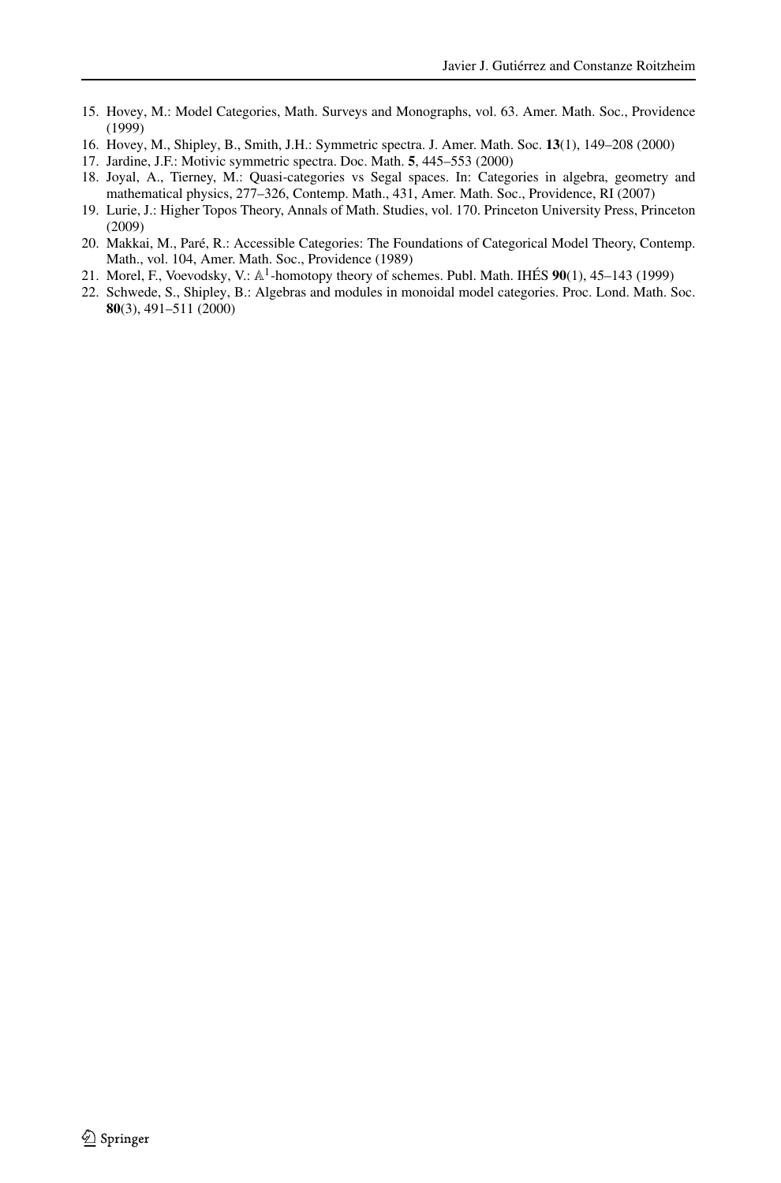15. Hovey, M.: Model Categories, Math. Surveys and Monographs, vol. 63. Amer. Math. Soc., Providence (1999)
16. Hovey, M., Shipley, B., Smith, J.H.: Symmetric spectra. J. Amer. Math. Soc. **13**(1), 149–208 (2000)
17. Jardine, J.F.: Motivic symmetric spectra. Doc. Math. **5**, 445–553 (2000)
18. Joyal, A., Tierney, M.: Quasi-categories vs Segal spaces. In: Categories in algebra, geometry and mathematical physics, 277–326, Contemp. Math., 431, Amer. Math. Soc., Providence, RI (2007)
19. Lurie, J.: Higher Topos Theory, Annals of Math. Studies, vol. 170. Princeton University Press, Princeton (2009)
20. Makkai, M., Paré, R.: Accessible Categories: The Foundations of Categorical Model Theory, Contemp. Math., vol. 104, Amer. Math. Soc., Providence (1989)
21. Morel, F., Voevodsky, V.: $\mathbb{A}^1$-homotopy theory of schemes. Publ. Math. IHÉS **90**(1), 45–143 (1999)
22. Schwede, S., Shipley, B.: Algebras and modules in monoidal model categories. Proc. Lond. Math. Soc. **80**(3), 491–511 (2000)